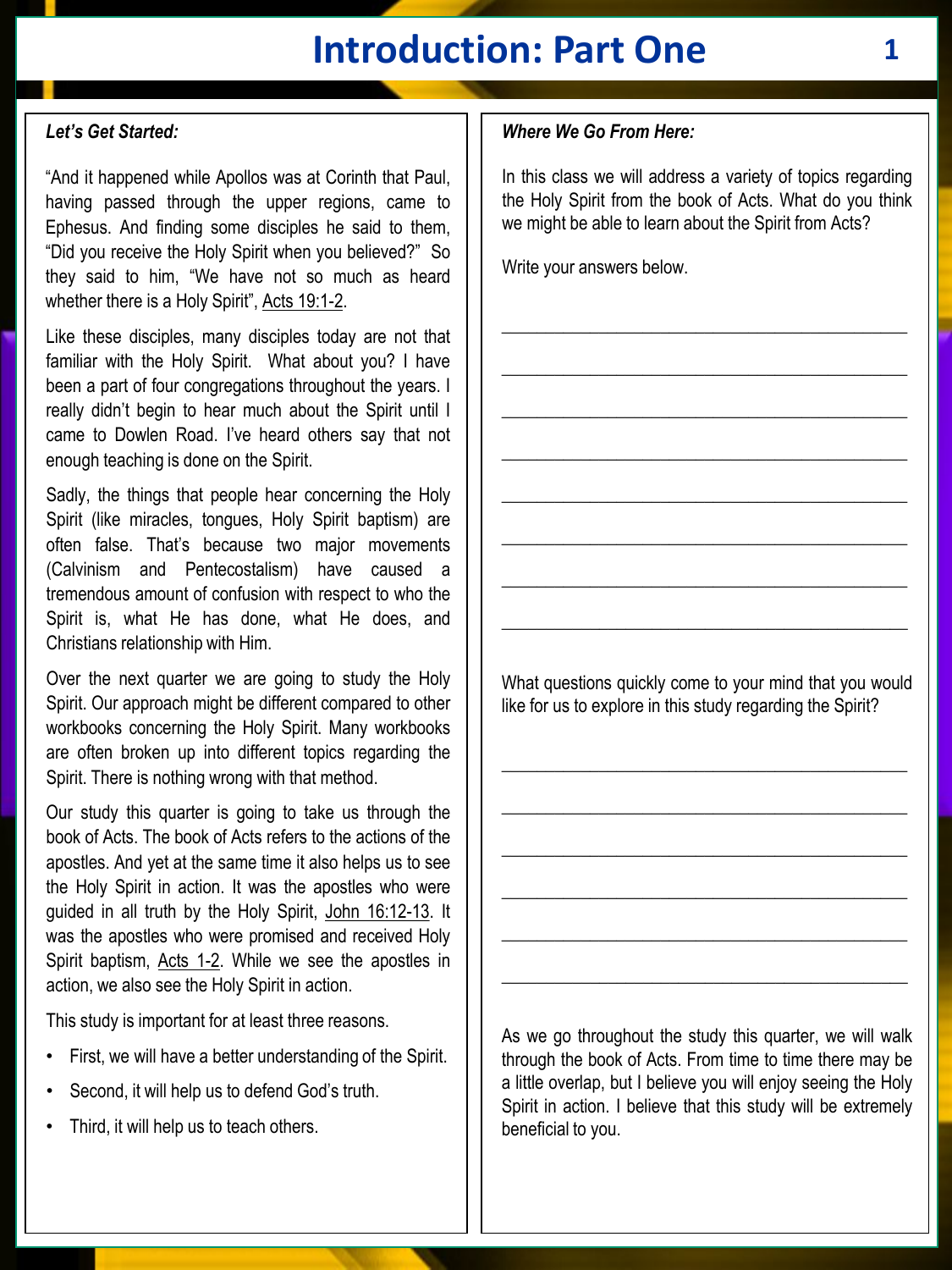# Introduction: Part One

***Let's Get Started:***

"And it happened while Apollos was at Corinth that Paul, having passed through the upper regions, came to Ephesus. And finding some disciples he said to them, "Did you receive the Holy Spirit when you believed?" So they said to him, "We have not so much as heard whether there is a Holy Spirit", Acts 19:1-2.

Like these disciples, many disciples today are not that familiar with the Holy Spirit. What about you? I have been a part of four congregations throughout the years. I really didn't begin to hear much about the Spirit until I came to Dowlen Road. I've heard others say that not enough teaching is done on the Spirit.

Sadly, the things that people hear concerning the Holy Spirit (like miracles, tongues, Holy Spirit baptism) are often false. That's because two major movements (Calvinism and Pentecostalism) have caused a tremendous amount of confusion with respect to who the Spirit is, what He has done, what He does, and Christians relationship with Him.

Over the next quarter we are going to study the Holy Spirit. Our approach might be different compared to other workbooks concerning the Holy Spirit. Many workbooks are often broken up into different topics regarding the Spirit. There is nothing wrong with that method.

Our study this quarter is going to take us through the book of Acts. The book of Acts refers to the actions of the apostles. And yet at the same time it also helps us to see the Holy Spirit in action. It was the apostles who were guided in all truth by the Holy Spirit, John 16:12-13. It was the apostles who were promised and received Holy Spirit baptism, Acts 1-2. While we see the apostles in action, we also see the Holy Spirit in action.

This study is important for at least three reasons.

- First, we will have a better understanding of the Spirit.
- Second, it will help us to defend God's truth.
- Third, it will help us to teach others.

***Where We Go From Here:***

In this class we will address a variety of topics regarding the Holy Spirit from the book of Acts. What do you think we might be able to learn about the Spirit from Acts?

Write your answers below.

\_\_\_\_\_\_\_\_\_\_\_\_\_\_\_\_\_\_\_\_\_\_\_\_\_\_\_\_\_\_\_\_\_\_\_\_\_\_\_\_

\_\_\_\_\_\_\_\_\_\_\_\_\_\_\_\_\_\_\_\_\_\_\_\_\_\_\_\_\_\_\_\_\_\_\_\_\_\_\_\_

\_\_\_\_\_\_\_\_\_\_\_\_\_\_\_\_\_\_\_\_\_\_\_\_\_\_\_\_\_\_\_\_\_\_\_\_\_\_\_\_

\_\_\_\_\_\_\_\_\_\_\_\_\_\_\_\_\_\_\_\_\_\_\_\_\_\_\_\_\_\_\_\_\_\_\_\_\_\_\_\_

\_\_\_\_\_\_\_\_\_\_\_\_\_\_\_\_\_\_\_\_\_\_\_\_\_\_\_\_\_\_\_\_\_\_\_\_\_\_\_\_

\_\_\_\_\_\_\_\_\_\_\_\_\_\_\_\_\_\_\_\_\_\_\_\_\_\_\_\_\_\_\_\_\_\_\_\_\_\_\_\_

\_\_\_\_\_\_\_\_\_\_\_\_\_\_\_\_\_\_\_\_\_\_\_\_\_\_\_\_\_\_\_\_\_\_\_\_\_\_\_\_

\_\_\_\_\_\_\_\_\_\_\_\_\_\_\_\_\_\_\_\_\_\_\_\_\_\_\_\_\_\_\_\_\_\_\_\_\_\_\_\_

What questions quickly come to your mind that you would like for us to explore in this study regarding the Spirit?

\_\_\_\_\_\_\_\_\_\_\_\_\_\_\_\_\_\_\_\_\_\_\_\_\_\_\_\_\_\_\_\_\_\_\_\_\_\_\_\_

\_\_\_\_\_\_\_\_\_\_\_\_\_\_\_\_\_\_\_\_\_\_\_\_\_\_\_\_\_\_\_\_\_\_\_\_\_\_\_\_

\_\_\_\_\_\_\_\_\_\_\_\_\_\_\_\_\_\_\_\_\_\_\_\_\_\_\_\_\_\_\_\_\_\_\_\_\_\_\_\_

\_\_\_\_\_\_\_\_\_\_\_\_\_\_\_\_\_\_\_\_\_\_\_\_\_\_\_\_\_\_\_\_\_\_\_\_\_\_\_\_

\_\_\_\_\_\_\_\_\_\_\_\_\_\_\_\_\_\_\_\_\_\_\_\_\_\_\_\_\_\_\_\_\_\_\_\_\_\_\_\_

\_\_\_\_\_\_\_\_\_\_\_\_\_\_\_\_\_\_\_\_\_\_\_\_\_\_\_\_\_\_\_\_\_\_\_\_\_\_\_\_

As we go throughout the study this quarter, we will walk through the book of Acts. From time to time there may be a little overlap, but I believe you will enjoy seeing the Holy Spirit in action. I believe that this study will be extremely beneficial to you.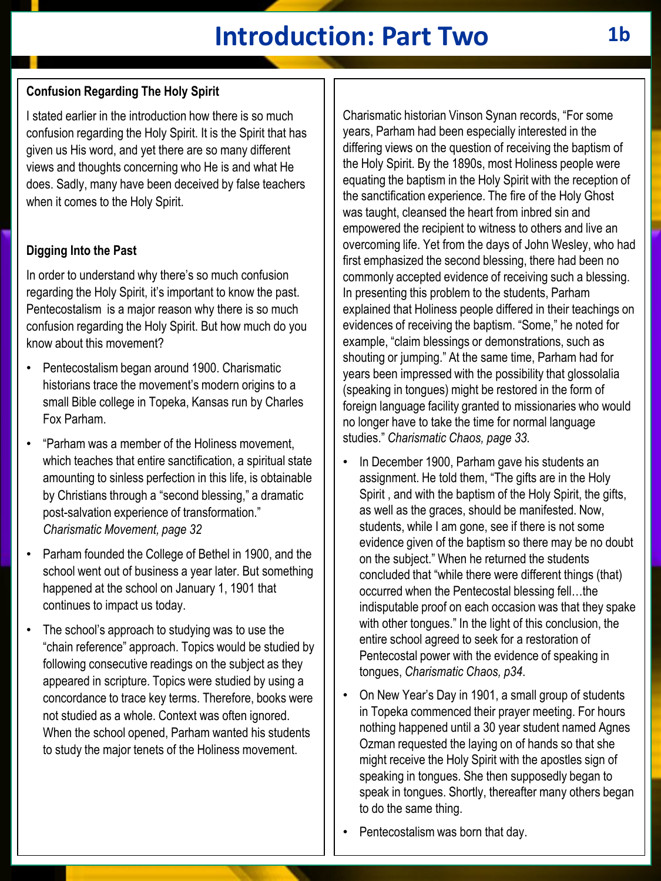# Introduction: Part Two

### Confusion Regarding The Holy Spirit

I stated earlier in the introduction how there is so much confusion regarding the Holy Spirit. It is the Spirit that has given us His word, and yet there are so many different views and thoughts concerning who He is and what He does. Sadly, many have been deceived by false teachers when it comes to the Holy Spirit.

### Digging Into the Past

In order to understand why there's so much confusion regarding the Holy Spirit, it's important to know the past. Pentecostalism is a major reason why there is so much confusion regarding the Holy Spirit. But how much do you know about this movement?

- Pentecostalism began around 1900. Charismatic historians trace the movement's modern origins to a small Bible college in Topeka, Kansas run by Charles Fox Parham.
- "Parham was a member of the Holiness movement, which teaches that entire sanctification, a spiritual state amounting to sinless perfection in this life, is obtainable by Christians through a "second blessing," a dramatic post-salvation experience of transformation." *Charismatic Movement, page 32*
- Parham founded the College of Bethel in 1900, and the school went out of business a year later. But something happened at the school on January 1, 1901 that continues to impact us today.
- The school's approach to studying was to use the "chain reference" approach. Topics would be studied by following consecutive readings on the subject as they appeared in scripture. Topics were studied by using a concordance to trace key terms. Therefore, books were not studied as a whole. Context was often ignored. When the school opened, Parham wanted his students to study the major tenets of the Holiness movement.

Charismatic historian Vinson Synan records, "For some years, Parham had been especially interested in the differing views on the question of receiving the baptism of the Holy Spirit. By the 1890s, most Holiness people were equating the baptism in the Holy Spirit with the reception of the sanctification experience. The fire of the Holy Ghost was taught, cleansed the heart from inbred sin and empowered the recipient to witness to others and live an overcoming life. Yet from the days of John Wesley, who had first emphasized the second blessing, there had been no commonly accepted evidence of receiving such a blessing. In presenting this problem to the students, Parham explained that Holiness people differed in their teachings on evidences of receiving the baptism. "Some," he noted for example, "claim blessings or demonstrations, such as shouting or jumping." At the same time, Parham had for years been impressed with the possibility that glossolalia (speaking in tongues) might be restored in the form of foreign language facility granted to missionaries who would no longer have to take the time for normal language studies." *Charismatic Chaos, page 33.*

- In December 1900, Parham gave his students an assignment. He told them, "The gifts are in the Holy Spirit , and with the baptism of the Holy Spirit, the gifts, as well as the graces, should be manifested. Now, students, while I am gone, see if there is not some evidence given of the baptism so there may be no doubt on the subject." When he returned the students concluded that "while there were different things (that) occurred when the Pentecostal blessing fell…the indisputable proof on each occasion was that they spake with other tongues." In the light of this conclusion, the entire school agreed to seek for a restoration of Pentecostal power with the evidence of speaking in tongues, *Charismatic Chaos, p34*.
- On New Year's Day in 1901, a small group of students in Topeka commenced their prayer meeting. For hours nothing happened until a 30 year student named Agnes Ozman requested the laying on of hands so that she might receive the Holy Spirit with the apostles sign of speaking in tongues. She then supposedly began to speak in tongues. Shortly, thereafter many others began to do the same thing.
- Pentecostalism was born that day.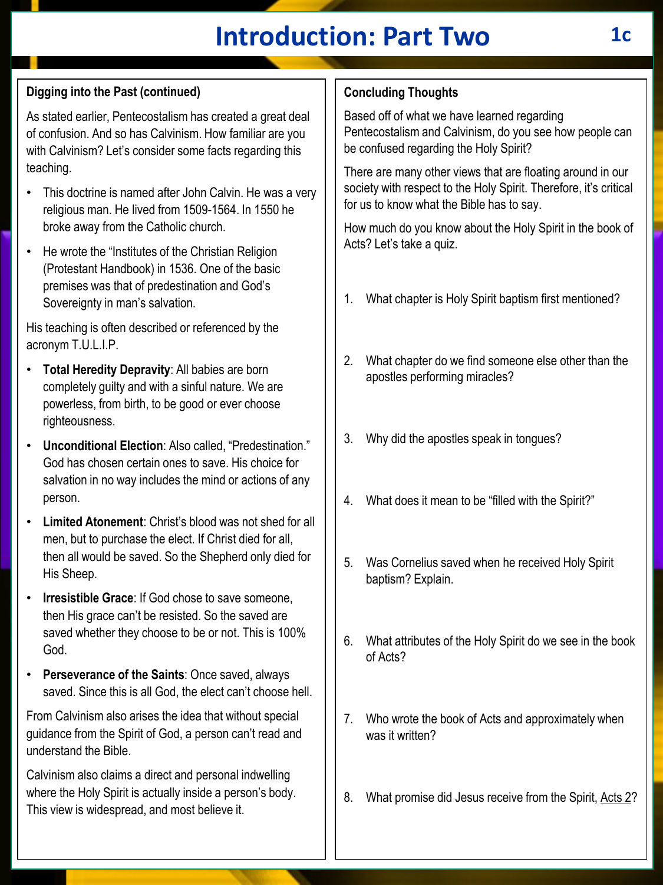# Introduction: Part Two

### Digging into the Past (continued)

As stated earlier, Pentecostalism has created a great deal of confusion. And so has Calvinism. How familiar are you with Calvinism? Let's consider some facts regarding this teaching.

- This doctrine is named after John Calvin. He was a very religious man. He lived from 1509-1564. In 1550 he broke away from the Catholic church.
- He wrote the "Institutes of the Christian Religion (Protestant Handbook) in 1536. One of the basic premises was that of predestination and God's Sovereignty in man's salvation.

His teaching is often described or referenced by the acronym T.U.L.I.P.

- **Total Heredity Depravity**: All babies are born completely guilty and with a sinful nature. We are powerless, from birth, to be good or ever choose righteousness.
- **Unconditional Election**: Also called, "Predestination." God has chosen certain ones to save. His choice for salvation in no way includes the mind or actions of any person.
- **Limited Atonement**: Christ's blood was not shed for all men, but to purchase the elect. If Christ died for all, then all would be saved. So the Shepherd only died for His Sheep.
- **Irresistible Grace**: If God chose to save someone, then His grace can't be resisted. So the saved are saved whether they choose to be or not. This is 100% God.
- **Perseverance of the Saints**: Once saved, always saved. Since this is all God, the elect can't choose hell.

From Calvinism also arises the idea that without special guidance from the Spirit of God, a person can't read and understand the Bible.

Calvinism also claims a direct and personal indwelling where the Holy Spirit is actually inside a person's body. This view is widespread, and most believe it.

### Concluding Thoughts

Based off of what we have learned regarding Pentecostalism and Calvinism, do you see how people can be confused regarding the Holy Spirit?

There are many other views that are floating around in our society with respect to the Holy Spirit. Therefore, it's critical for us to know what the Bible has to say.

How much do you know about the Holy Spirit in the book of Acts? Let's take a quiz.

1. What chapter is Holy Spirit baptism first mentioned?
2. What chapter do we find someone else other than the apostles performing miracles?
3. Why did the apostles speak in tongues?
4. What does it mean to be "filled with the Spirit?"
5. Was Cornelius saved when he received Holy Spirit baptism? Explain.
6. What attributes of the Holy Spirit do we see in the book of Acts?
7. Who wrote the book of Acts and approximately when was it written?
8. What promise did Jesus receive from the Spirit, Acts 2?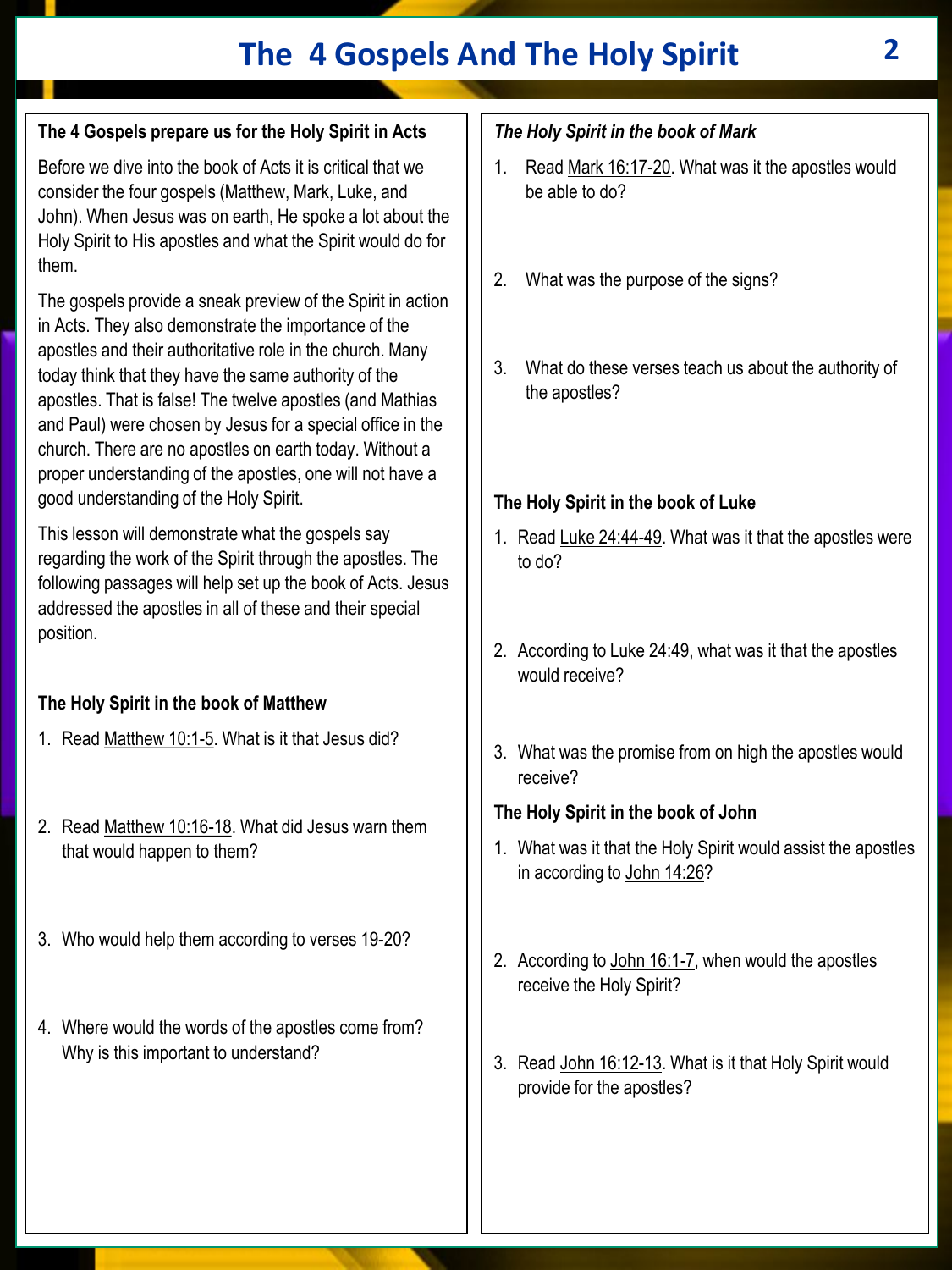# The 4 Gospels And The Holy Spirit

## The 4 Gospels prepare us for the Holy Spirit in Acts

Before we dive into the book of Acts it is critical that we consider the four gospels (Matthew, Mark, Luke, and John). When Jesus was on earth, He spoke a lot about the Holy Spirit to His apostles and what the Spirit would do for them.

The gospels provide a sneak preview of the Spirit in action in Acts. They also demonstrate the importance of the apostles and their authoritative role in the church. Many today think that they have the same authority of the apostles. That is false! The twelve apostles (and Mathias and Paul) were chosen by Jesus for a special office in the church. There are no apostles on earth today. Without a proper understanding of the apostles, one will not have a good understanding of the Holy Spirit.

This lesson will demonstrate what the gospels say regarding the work of the Spirit through the apostles. The following passages will help set up the book of Acts. Jesus addressed the apostles in all of these and their special position.

### The Holy Spirit in the book of Matthew

1. Read Matthew 10:1-5. What is it that Jesus did?
2. Read Matthew 10:16-18. What did Jesus warn them that would happen to them?
3. Who would help them according to verses 19-20?
4. Where would the words of the apostles come from? Why is this important to understand?

### *The Holy Spirit in the book of Mark*

1. Read Mark 16:17-20. What was it the apostles would be able to do?
2. What was the purpose of the signs?
3. What do these verses teach us about the authority of the apostles?

### The Holy Spirit in the book of Luke

1. Read Luke 24:44-49. What was it that the apostles were to do?
2. According to Luke 24:49, what was it that the apostles would receive?
3. What was the promise from on high the apostles would receive?

### The Holy Spirit in the book of John

1. What was it that the Holy Spirit would assist the apostles in according to John 14:26?
2. According to John 16:1-7, when would the apostles receive the Holy Spirit?
3. Read John 16:12-13. What is it that Holy Spirit would provide for the apostles?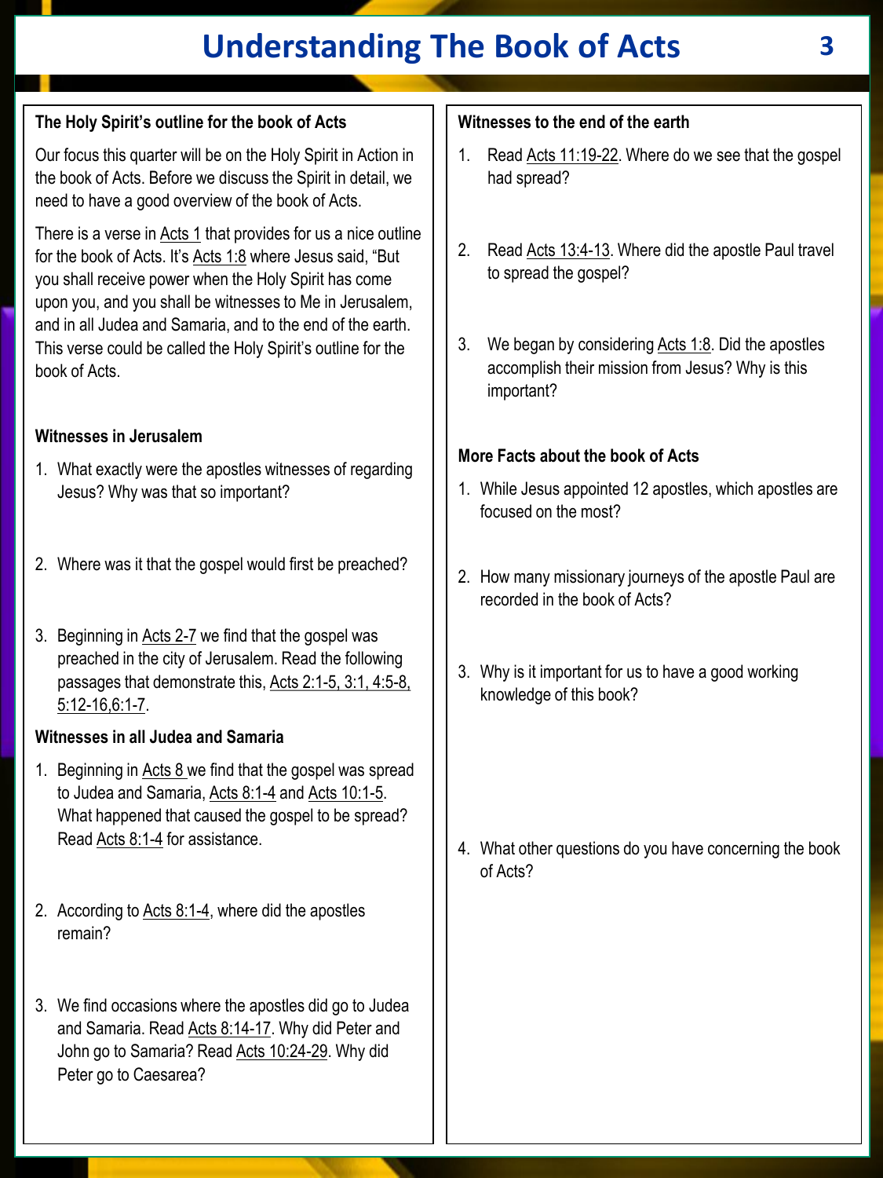# Understanding The Book of Acts

### The Holy Spirit's outline for the book of Acts

Our focus this quarter will be on the Holy Spirit in Action in the book of Acts. Before we discuss the Spirit in detail, we need to have a good overview of the book of Acts.

There is a verse in Acts 1 that provides for us a nice outline for the book of Acts. It's Acts 1:8 where Jesus said, "But you shall receive power when the Holy Spirit has come upon you, and you shall be witnesses to Me in Jerusalem, and in all Judea and Samaria, and to the end of the earth. This verse could be called the Holy Spirit's outline for the book of Acts.

### Witnesses in Jerusalem

1. What exactly were the apostles witnesses of regarding Jesus? Why was that so important?
2. Where was it that the gospel would first be preached?
3. Beginning in Acts 2-7 we find that the gospel was preached in the city of Jerusalem. Read the following passages that demonstrate this, Acts 2:1-5, 3:1, 4:5-8, 5:12-16,6:1-7.

### Witnesses in all Judea and Samaria

1. Beginning in Acts 8 we find that the gospel was spread to Judea and Samaria, Acts 8:1-4 and Acts 10:1-5. What happened that caused the gospel to be spread? Read Acts 8:1-4 for assistance.
2. According to Acts 8:1-4, where did the apostles remain?
3. We find occasions where the apostles did go to Judea and Samaria. Read Acts 8:14-17. Why did Peter and John go to Samaria? Read Acts 10:24-29. Why did Peter go to Caesarea?

### Witnesses to the end of the earth

1. Read Acts 11:19-22. Where do we see that the gospel had spread?
2. Read Acts 13:4-13. Where did the apostle Paul travel to spread the gospel?
3. We began by considering Acts 1:8. Did the apostles accomplish their mission from Jesus? Why is this important?

### More Facts about the book of Acts

1. While Jesus appointed 12 apostles, which apostles are focused on the most?
2. How many missionary journeys of the apostle Paul are recorded in the book of Acts?
3. Why is it important for us to have a good working knowledge of this book?
4. What other questions do you have concerning the book of Acts?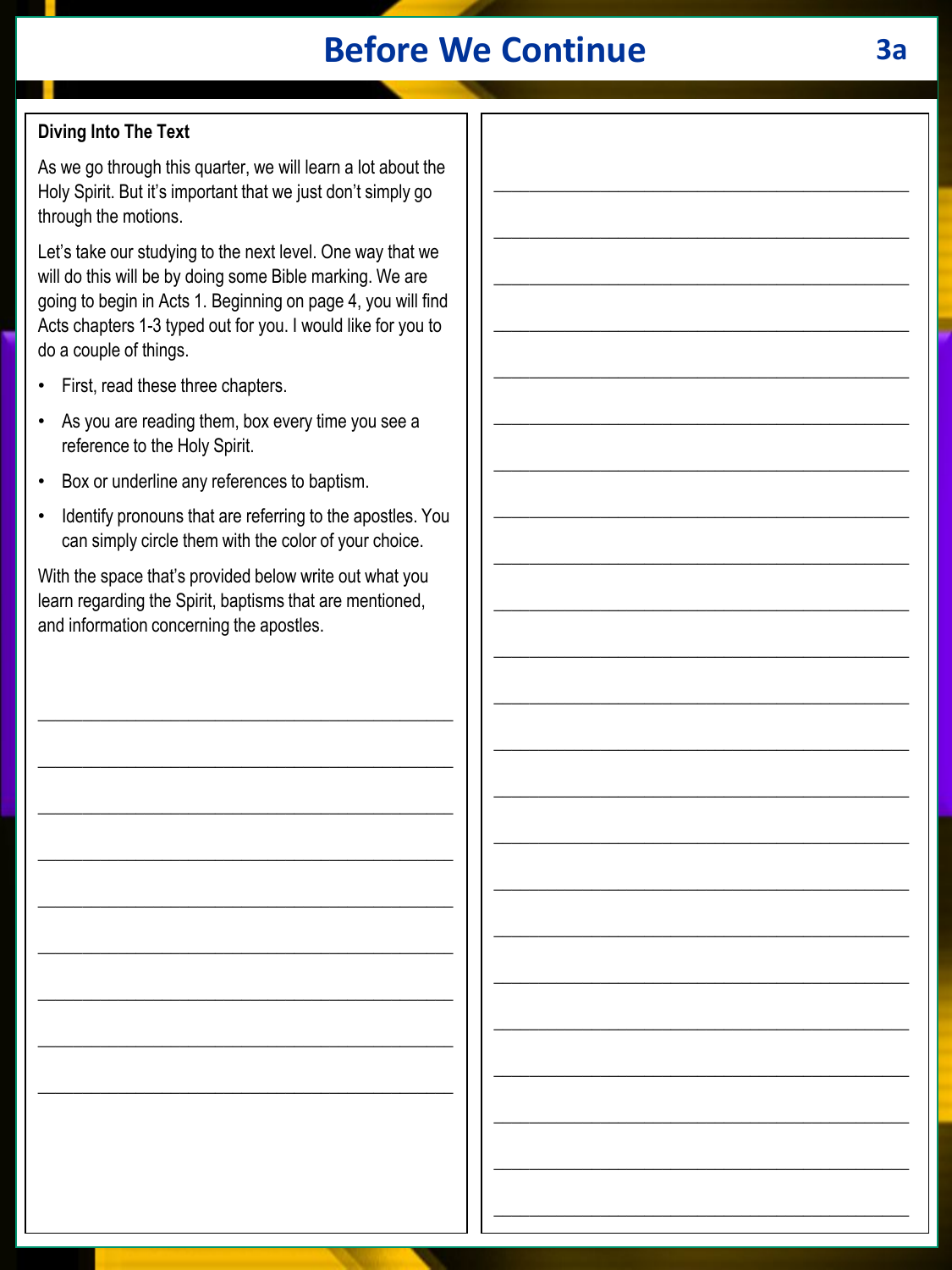# Before We Continue

**Diving Into The Text**

As we go through this quarter, we will learn a lot about the Holy Spirit. But it's important that we just don't simply go through the motions.

Let's take our studying to the next level. One way that we will do this will be by doing some Bible marking. We are going to begin in Acts 1. Beginning on page 4, you will find Acts chapters 1-3 typed out for you. I would like for you to do a couple of things.

- First, read these three chapters.
- As you are reading them, box every time you see a reference to the Holy Spirit.
- Box or underline any references to baptism.
- Identify pronouns that are referring to the apostles. You can simply circle them with the color of your choice.

With the space that's provided below write out what you learn regarding the Spirit, baptisms that are mentioned, and information concerning the apostles.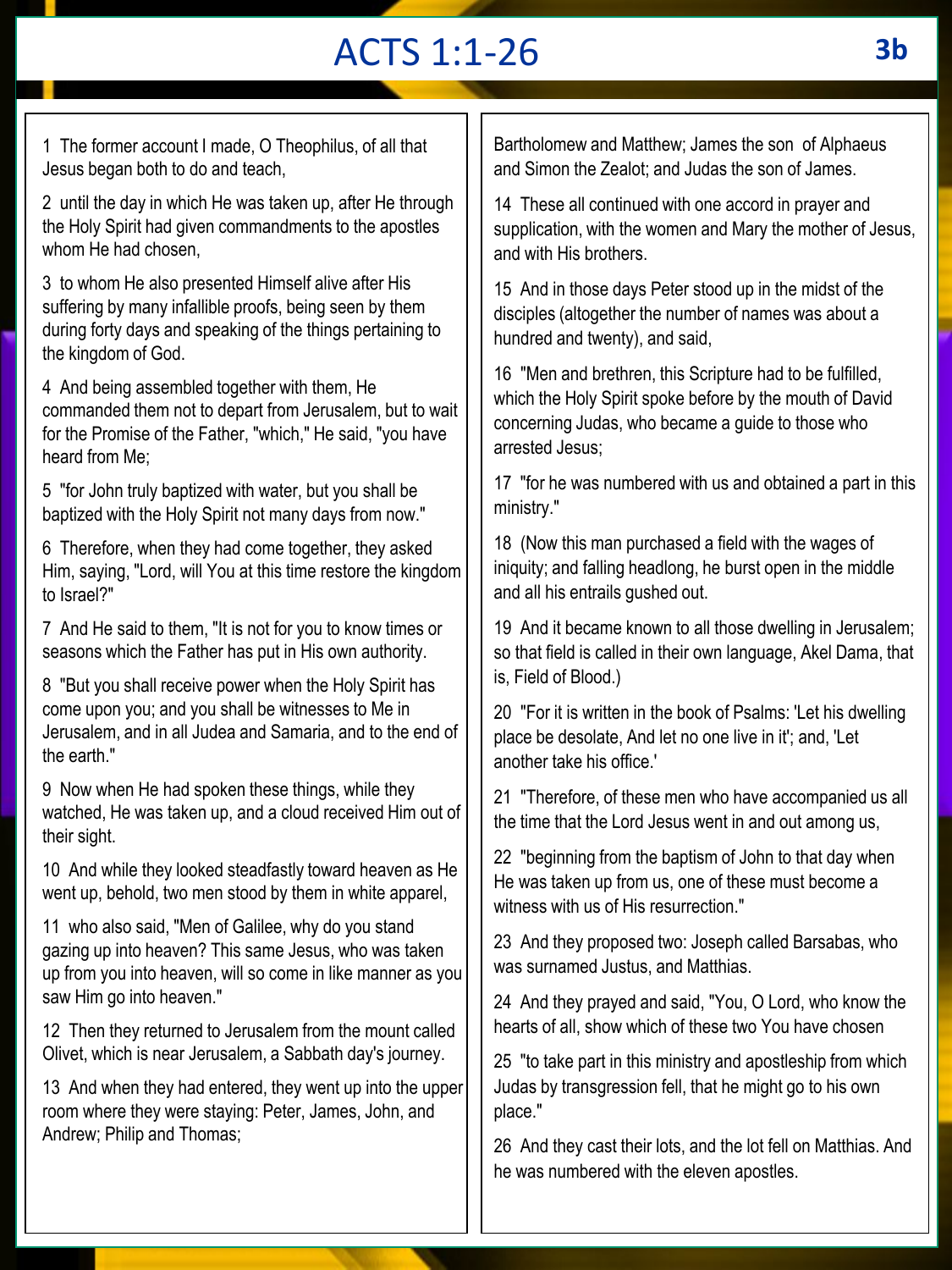# ACTS 1:1-26

3b

1 The former account I made, O Theophilus, of all that Jesus began both to do and teach,

2 until the day in which He was taken up, after He through the Holy Spirit had given commandments to the apostles whom He had chosen,

3 to whom He also presented Himself alive after His suffering by many infallible proofs, being seen by them during forty days and speaking of the things pertaining to the kingdom of God.

4 And being assembled together with them, He commanded them not to depart from Jerusalem, but to wait for the Promise of the Father, "which," He said, "you have heard from Me;

5 "for John truly baptized with water, but you shall be baptized with the Holy Spirit not many days from now."

6 Therefore, when they had come together, they asked Him, saying, "Lord, will You at this time restore the kingdom to Israel?"

7 And He said to them, "It is not for you to know times or seasons which the Father has put in His own authority.

8 "But you shall receive power when the Holy Spirit has come upon you; and you shall be witnesses to Me in Jerusalem, and in all Judea and Samaria, and to the end of the earth."

9 Now when He had spoken these things, while they watched, He was taken up, and a cloud received Him out of their sight.

10 And while they looked steadfastly toward heaven as He went up, behold, two men stood by them in white apparel,

11 who also said, "Men of Galilee, why do you stand gazing up into heaven? This same Jesus, who was taken up from you into heaven, will so come in like manner as you saw Him go into heaven."

12 Then they returned to Jerusalem from the mount called Olivet, which is near Jerusalem, a Sabbath day's journey.

13 And when they had entered, they went up into the upper room where they were staying: Peter, James, John, and Andrew; Philip and Thomas; Bartholomew and Matthew; James the son of Alphaeus and Simon the Zealot; and Judas the son of James.

14 These all continued with one accord in prayer and supplication, with the women and Mary the mother of Jesus, and with His brothers.

15 And in those days Peter stood up in the midst of the disciples (altogether the number of names was about a hundred and twenty), and said,

16 "Men and brethren, this Scripture had to be fulfilled, which the Holy Spirit spoke before by the mouth of David concerning Judas, who became a guide to those who arrested Jesus;

17 "for he was numbered with us and obtained a part in this ministry."

18 (Now this man purchased a field with the wages of iniquity; and falling headlong, he burst open in the middle and all his entrails gushed out.

19 And it became known to all those dwelling in Jerusalem; so that field is called in their own language, Akel Dama, that is, Field of Blood.)

20 "For it is written in the book of Psalms: 'Let his dwelling place be desolate, And let no one live in it'; and, 'Let another take his office.'

21 "Therefore, of these men who have accompanied us all the time that the Lord Jesus went in and out among us,

22 "beginning from the baptism of John to that day when He was taken up from us, one of these must become a witness with us of His resurrection."

23 And they proposed two: Joseph called Barsabas, who was surnamed Justus, and Matthias.

24 And they prayed and said, "You, O Lord, who know the hearts of all, show which of these two You have chosen

25 "to take part in this ministry and apostleship from which Judas by transgression fell, that he might go to his own place."

26 And they cast their lots, and the lot fell on Matthias. And he was numbered with the eleven apostles.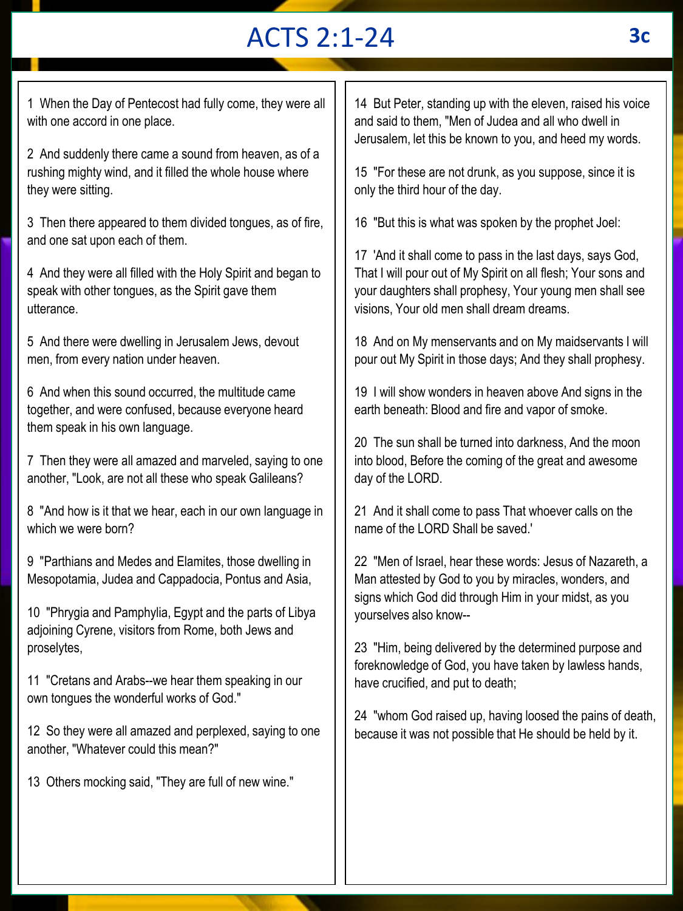# ACTS 2:1-24

3c

1 When the Day of Pentecost had fully come, they were all with one accord in one place.

2 And suddenly there came a sound from heaven, as of a rushing mighty wind, and it filled the whole house where they were sitting.

3 Then there appeared to them divided tongues, as of fire, and one sat upon each of them.

4 And they were all filled with the Holy Spirit and began to speak with other tongues, as the Spirit gave them utterance.

5 And there were dwelling in Jerusalem Jews, devout men, from every nation under heaven.

6 And when this sound occurred, the multitude came together, and were confused, because everyone heard them speak in his own language.

7 Then they were all amazed and marveled, saying to one another, "Look, are not all these who speak Galileans?

8 "And how is it that we hear, each in our own language in which we were born?

9 "Parthians and Medes and Elamites, those dwelling in Mesopotamia, Judea and Cappadocia, Pontus and Asia,

10 "Phrygia and Pamphylia, Egypt and the parts of Libya adjoining Cyrene, visitors from Rome, both Jews and proselytes,

11 "Cretans and Arabs--we hear them speaking in our own tongues the wonderful works of God."

12 So they were all amazed and perplexed, saying to one another, "Whatever could this mean?"

13 Others mocking said, "They are full of new wine."

14 But Peter, standing up with the eleven, raised his voice and said to them, "Men of Judea and all who dwell in Jerusalem, let this be known to you, and heed my words.

15 "For these are not drunk, as you suppose, since it is only the third hour of the day.

16 "But this is what was spoken by the prophet Joel:

17 'And it shall come to pass in the last days, says God, That I will pour out of My Spirit on all flesh; Your sons and your daughters shall prophesy, Your young men shall see visions, Your old men shall dream dreams.

18 And on My menservants and on My maidservants I will pour out My Spirit in those days; And they shall prophesy.

19 I will show wonders in heaven above And signs in the earth beneath: Blood and fire and vapor of smoke.

20 The sun shall be turned into darkness, And the moon into blood, Before the coming of the great and awesome day of the LORD.

21 And it shall come to pass That whoever calls on the name of the LORD Shall be saved.'

22 "Men of Israel, hear these words: Jesus of Nazareth, a Man attested by God to you by miracles, wonders, and signs which God did through Him in your midst, as you yourselves also know--

23 "Him, being delivered by the determined purpose and foreknowledge of God, you have taken by lawless hands, have crucified, and put to death;

24 "whom God raised up, having loosed the pains of death, because it was not possible that He should be held by it.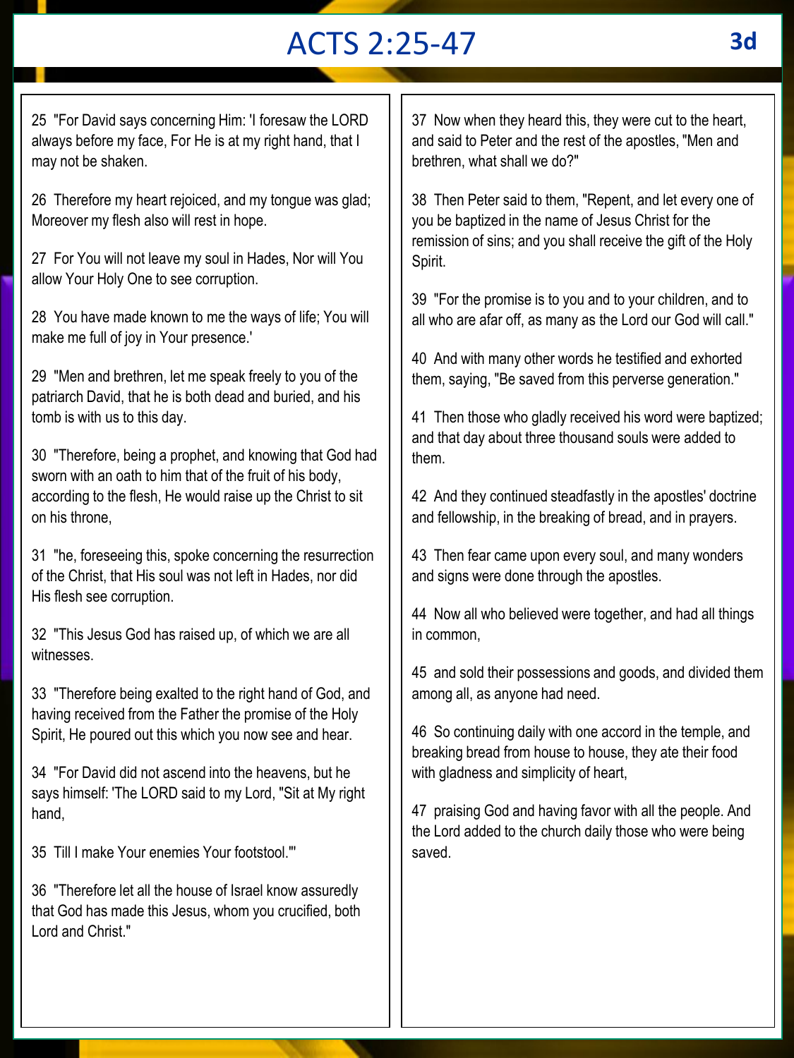# ACTS 2:25-47

3d

25 "For David says concerning Him: 'I foresaw the LORD always before my face, For He is at my right hand, that I may not be shaken.

26 Therefore my heart rejoiced, and my tongue was glad; Moreover my flesh also will rest in hope.

27 For You will not leave my soul in Hades, Nor will You allow Your Holy One to see corruption.

28 You have made known to me the ways of life; You will make me full of joy in Your presence.'

29 "Men and brethren, let me speak freely to you of the patriarch David, that he is both dead and buried, and his tomb is with us to this day.

30 "Therefore, being a prophet, and knowing that God had sworn with an oath to him that of the fruit of his body, according to the flesh, He would raise up the Christ to sit on his throne,

31 "he, foreseeing this, spoke concerning the resurrection of the Christ, that His soul was not left in Hades, nor did His flesh see corruption.

32 "This Jesus God has raised up, of which we are all witnesses.

33 "Therefore being exalted to the right hand of God, and having received from the Father the promise of the Holy Spirit, He poured out this which you now see and hear.

34 "For David did not ascend into the heavens, but he says himself: 'The LORD said to my Lord, "Sit at My right hand,

35 Till I make Your enemies Your footstool."'

36 "Therefore let all the house of Israel know assuredly that God has made this Jesus, whom you crucified, both Lord and Christ."

37 Now when they heard this, they were cut to the heart, and said to Peter and the rest of the apostles, "Men and brethren, what shall we do?"

38 Then Peter said to them, "Repent, and let every one of you be baptized in the name of Jesus Christ for the remission of sins; and you shall receive the gift of the Holy Spirit.

39 "For the promise is to you and to your children, and to all who are afar off, as many as the Lord our God will call."

40 And with many other words he testified and exhorted them, saying, "Be saved from this perverse generation."

41 Then those who gladly received his word were baptized; and that day about three thousand souls were added to them.

42 And they continued steadfastly in the apostles' doctrine and fellowship, in the breaking of bread, and in prayers.

43 Then fear came upon every soul, and many wonders and signs were done through the apostles.

44 Now all who believed were together, and had all things in common,

45 and sold their possessions and goods, and divided them among all, as anyone had need.

46 So continuing daily with one accord in the temple, and breaking bread from house to house, they ate their food with gladness and simplicity of heart,

47 praising God and having favor with all the people. And the Lord added to the church daily those who were being saved.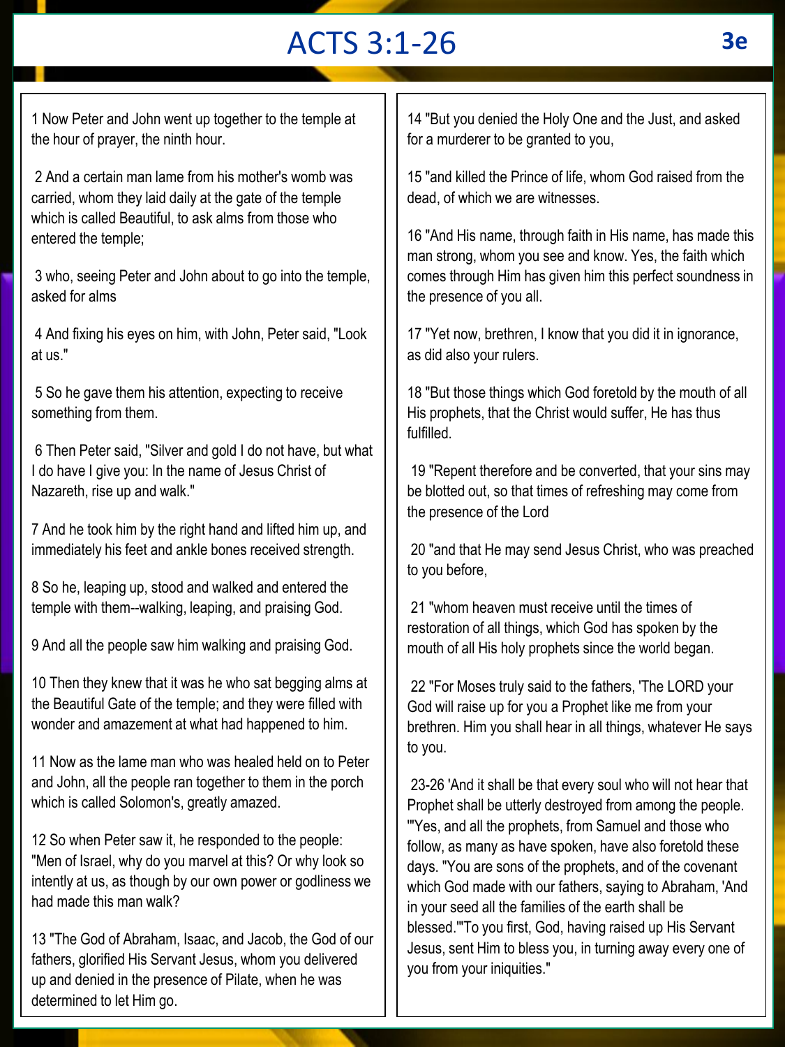# ACTS 3:1-26

3e

1 Now Peter and John went up together to the temple at the hour of prayer, the ninth hour.

2 And a certain man lame from his mother's womb was carried, whom they laid daily at the gate of the temple which is called Beautiful, to ask alms from those who entered the temple;

3 who, seeing Peter and John about to go into the temple, asked for alms

4 And fixing his eyes on him, with John, Peter said, "Look at us."

5 So he gave them his attention, expecting to receive something from them.

6 Then Peter said, "Silver and gold I do not have, but what I do have I give you: In the name of Jesus Christ of Nazareth, rise up and walk."

7 And he took him by the right hand and lifted him up, and immediately his feet and ankle bones received strength.

8 So he, leaping up, stood and walked and entered the temple with them--walking, leaping, and praising God.

9 And all the people saw him walking and praising God.

10 Then they knew that it was he who sat begging alms at the Beautiful Gate of the temple; and they were filled with wonder and amazement at what had happened to him.

11 Now as the lame man who was healed held on to Peter and John, all the people ran together to them in the porch which is called Solomon's, greatly amazed.

12 So when Peter saw it, he responded to the people: "Men of Israel, why do you marvel at this? Or why look so intently at us, as though by our own power or godliness we had made this man walk?

13 "The God of Abraham, Isaac, and Jacob, the God of our fathers, glorified His Servant Jesus, whom you delivered up and denied in the presence of Pilate, when he was determined to let Him go.

14 "But you denied the Holy One and the Just, and asked for a murderer to be granted to you,

15 "and killed the Prince of life, whom God raised from the dead, of which we are witnesses.

16 "And His name, through faith in His name, has made this man strong, whom you see and know. Yes, the faith which comes through Him has given him this perfect soundness in the presence of you all.

17 "Yet now, brethren, I know that you did it in ignorance, as did also your rulers.

18 "But those things which God foretold by the mouth of all His prophets, that the Christ would suffer, He has thus fulfilled.

19 "Repent therefore and be converted, that your sins may be blotted out, so that times of refreshing may come from the presence of the Lord

20 "and that He may send Jesus Christ, who was preached to you before,

21 "whom heaven must receive until the times of restoration of all things, which God has spoken by the mouth of all His holy prophets since the world began.

22 "For Moses truly said to the fathers, 'The LORD your God will raise up for you a Prophet like me from your brethren. Him you shall hear in all things, whatever He says to you.

23-26 'And it shall be that every soul who will not hear that Prophet shall be utterly destroyed from among the people. '"Yes, and all the prophets, from Samuel and those who follow, as many as have spoken, have also foretold these days. "You are sons of the prophets, and of the covenant which God made with our fathers, saying to Abraham, 'And in your seed all the families of the earth shall be blessed.'"To you first, God, having raised up His Servant Jesus, sent Him to bless you, in turning away every one of you from your iniquities."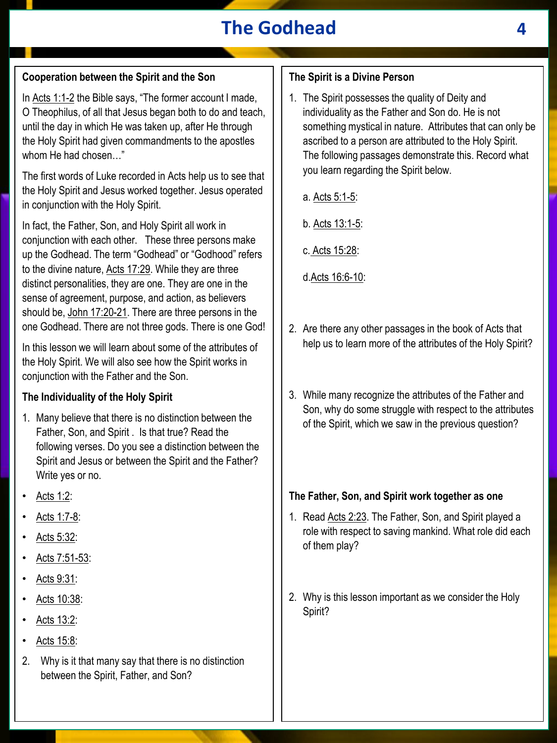# The Godhead

### Cooperation between the Spirit and the Son

In Acts 1:1-2 the Bible says, "The former account I made, O Theophilus, of all that Jesus began both to do and teach, until the day in which He was taken up, after He through the Holy Spirit had given commandments to the apostles whom He had chosen…"

The first words of Luke recorded in Acts help us to see that the Holy Spirit and Jesus worked together. Jesus operated in conjunction with the Holy Spirit.

In fact, the Father, Son, and Holy Spirit all work in conjunction with each other. These three persons make up the Godhead. The term "Godhead" or "Godhood" refers to the divine nature, Acts 17:29. While they are three distinct personalities, they are one. They are one in the sense of agreement, purpose, and action, as believers should be, John 17:20-21. There are three persons in the one Godhead. There are not three gods. There is one God!

In this lesson we will learn about some of the attributes of the Holy Spirit. We will also see how the Spirit works in conjunction with the Father and the Son.

### The Individuality of the Holy Spirit

1. Many believe that there is no distinction between the Father, Son, and Spirit . Is that true? Read the following verses. Do you see a distinction between the Spirit and Jesus or between the Spirit and the Father? Write yes or no.

- Acts 1:2:
- Acts 1:7-8:
- Acts 5:32:
- Acts 7:51-53:
- Acts 9:31:
- Acts 10:38:
- Acts 13:2:
- Acts 15:8:

2. Why is it that many say that there is no distinction between the Spirit, Father, and Son?

### The Spirit is a Divine Person

1. The Spirit possesses the quality of Deity and individuality as the Father and Son do. He is not something mystical in nature. Attributes that can only be ascribed to a person are attributed to the Holy Spirit. The following passages demonstrate this. Record what you learn regarding the Spirit below.

   a. Acts 5:1-5:

   b. Acts 13:1-5:

   c. Acts 15:28:

   d. Acts 16:6-10:

2. Are there any other passages in the book of Acts that help us to learn more of the attributes of the Holy Spirit?

3. While many recognize the attributes of the Father and Son, why do some struggle with respect to the attributes of the Spirit, which we saw in the previous question?

### The Father, Son, and Spirit work together as one

1. Read Acts 2:23. The Father, Son, and Spirit played a role with respect to saving mankind. What role did each of them play?

2. Why is this lesson important as we consider the Holy Spirit?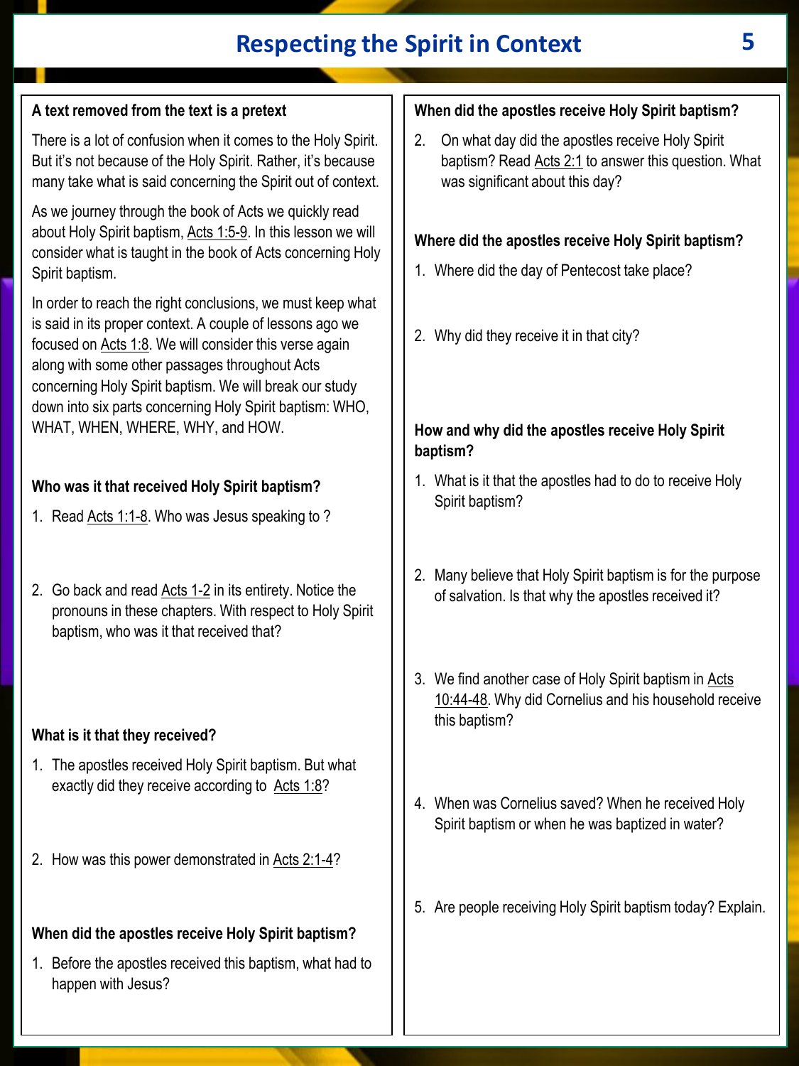# Respecting the Spirit in Context

**A text removed from the text is a pretext**

There is a lot of confusion when it comes to the Holy Spirit. But it's not because of the Holy Spirit. Rather, it's because many take what is said concerning the Spirit out of context.

As we journey through the book of Acts we quickly read about Holy Spirit baptism, Acts 1:5-9. In this lesson we will consider what is taught in the book of Acts concerning Holy Spirit baptism.

In order to reach the right conclusions, we must keep what is said in its proper context. A couple of lessons ago we focused on Acts 1:8. We will consider this verse again along with some other passages throughout Acts concerning Holy Spirit baptism. We will break our study down into six parts concerning Holy Spirit baptism: WHO, WHAT, WHEN, WHERE, WHY, and HOW.

**Who was it that received Holy Spirit baptism?**

1. Read Acts 1:1-8. Who was Jesus speaking to ?

2. Go back and read Acts 1-2 in its entirety. Notice the pronouns in these chapters. With respect to Holy Spirit baptism, who was it that received that?

**What is it that they received?**

1. The apostles received Holy Spirit baptism. But what exactly did they receive according to Acts 1:8?

2. How was this power demonstrated in Acts 2:1-4?

**When did the apostles receive Holy Spirit baptism?**

1. Before the apostles received this baptism, what had to happen with Jesus?

**When did the apostles receive Holy Spirit baptism?**

2. On what day did the apostles receive Holy Spirit baptism? Read Acts 2:1 to answer this question. What was significant about this day?

**Where did the apostles receive Holy Spirit baptism?**

1. Where did the day of Pentecost take place?

2. Why did they receive it in that city?

**How and why did the apostles receive Holy Spirit baptism?**

1. What is it that the apostles had to do to receive Holy Spirit baptism?

2. Many believe that Holy Spirit baptism is for the purpose of salvation. Is that why the apostles received it?

3. We find another case of Holy Spirit baptism in Acts 10:44-48. Why did Cornelius and his household receive this baptism?

4. When was Cornelius saved? When he received Holy Spirit baptism or when he was baptized in water?

5. Are people receiving Holy Spirit baptism today? Explain.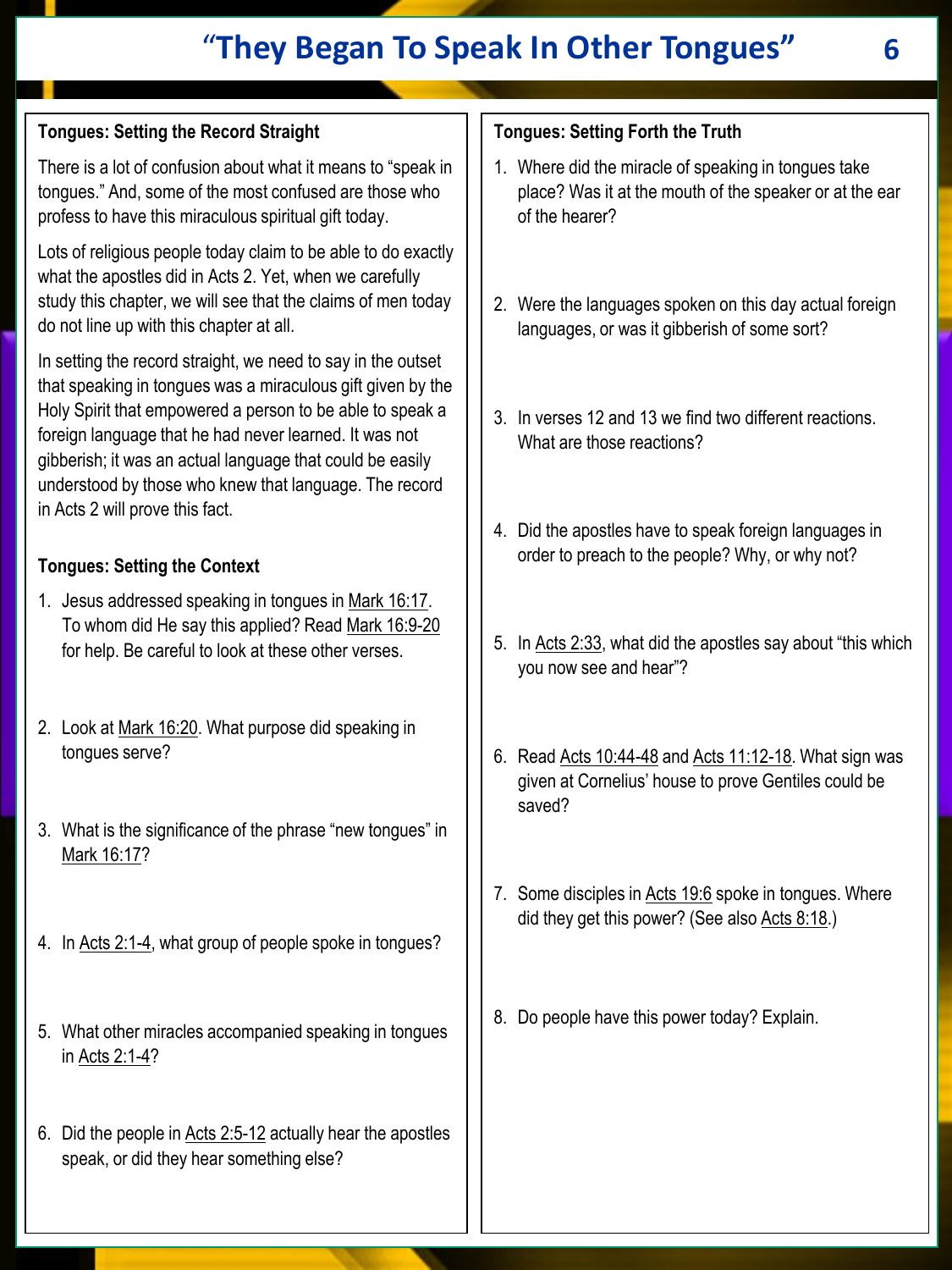# "They Began To Speak In Other Tongues"

## Tongues: Setting the Record Straight

There is a lot of confusion about what it means to "speak in tongues." And, some of the most confused are those who profess to have this miraculous spiritual gift today.

Lots of religious people today claim to be able to do exactly what the apostles did in Acts 2. Yet, when we carefully study this chapter, we will see that the claims of men today do not line up with this chapter at all.

In setting the record straight, we need to say in the outset that speaking in tongues was a miraculous gift given by the Holy Spirit that empowered a person to be able to speak a foreign language that he had never learned. It was not gibberish; it was an actual language that could be easily understood by those who knew that language. The record in Acts 2 will prove this fact.

## Tongues: Setting the Context

1. Jesus addressed speaking in tongues in Mark 16:17. To whom did He say this applied? Read Mark 16:9-20 for help. Be careful to look at these other verses.
2. Look at Mark 16:20. What purpose did speaking in tongues serve?
3. What is the significance of the phrase "new tongues" in Mark 16:17?
4. In Acts 2:1-4, what group of people spoke in tongues?
5. What other miracles accompanied speaking in tongues in Acts 2:1-4?
6. Did the people in Acts 2:5-12 actually hear the apostles speak, or did they hear something else?

## Tongues: Setting Forth the Truth

1. Where did the miracle of speaking in tongues take place? Was it at the mouth of the speaker or at the ear of the hearer?
2. Were the languages spoken on this day actual foreign languages, or was it gibberish of some sort?
3. In verses 12 and 13 we find two different reactions. What are those reactions?
4. Did the apostles have to speak foreign languages in order to preach to the people? Why, or why not?
5. In Acts 2:33, what did the apostles say about "this which you now see and hear"?
6. Read Acts 10:44-48 and Acts 11:12-18. What sign was given at Cornelius' house to prove Gentiles could be saved?
7. Some disciples in Acts 19:6 spoke in tongues. Where did they get this power? (See also Acts 8:18.)
8. Do people have this power today? Explain.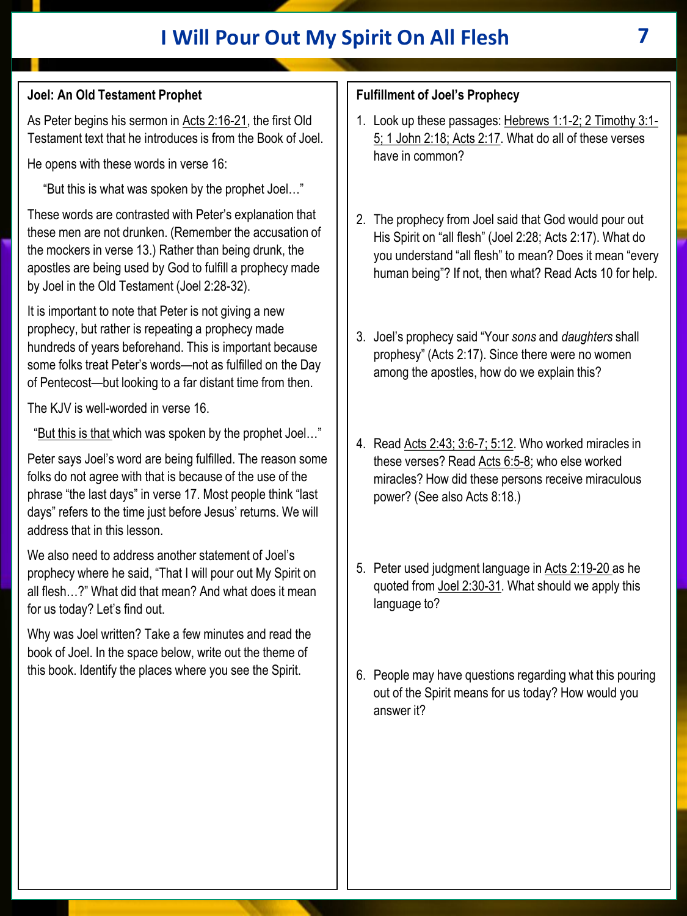# I Will Pour Out My Spirit On All Flesh

## Joel: An Old Testament Prophet

As Peter begins his sermon in Acts 2:16-21, the first Old Testament text that he introduces is from the Book of Joel.

He opens with these words in verse 16:

> "But this is what was spoken by the prophet Joel…"

These words are contrasted with Peter's explanation that these men are not drunken. (Remember the accusation of the mockers in verse 13.) Rather than being drunk, the apostles are being used by God to fulfill a prophecy made by Joel in the Old Testament (Joel 2:28-32).

It is important to note that Peter is not giving a new prophecy, but rather is repeating a prophecy made hundreds of years beforehand. This is important because some folks treat Peter's words—not as fulfilled on the Day of Pentecost—but looking to a far distant time from then.

The KJV is well-worded in verse 16.

> "But this is that which was spoken by the prophet Joel…"

Peter says Joel's word are being fulfilled. The reason some folks do not agree with that is because of the use of the phrase "the last days" in verse 17. Most people think "last days" refers to the time just before Jesus' returns. We will address that in this lesson.

We also need to address another statement of Joel's prophecy where he said, "That I will pour out My Spirit on all flesh…?" What did that mean? And what does it mean for us today? Let's find out.

Why was Joel written? Take a few minutes and read the book of Joel. In the space below, write out the theme of this book. Identify the places where you see the Spirit.

## Fulfillment of Joel's Prophecy

1. Look up these passages: Hebrews 1:1-2; 2 Timothy 3:1-5; 1 John 2:18; Acts 2:17. What do all of these verses have in common?

2. The prophecy from Joel said that God would pour out His Spirit on "all flesh" (Joel 2:28; Acts 2:17). What do you understand "all flesh" to mean? Does it mean "every human being"? If not, then what? Read Acts 10 for help.

3. Joel's prophecy said "Your *sons* and *daughters* shall prophesy" (Acts 2:17). Since there were no women among the apostles, how do we explain this?

4. Read Acts 2:43; 3:6-7; 5:12. Who worked miracles in these verses? Read Acts 6:5-8; who else worked miracles? How did these persons receive miraculous power? (See also Acts 8:18.)

5. Peter used judgment language in Acts 2:19-20 as he quoted from Joel 2:30-31. What should we apply this language to?

6. People may have questions regarding what this pouring out of the Spirit means for us today? How would you answer it?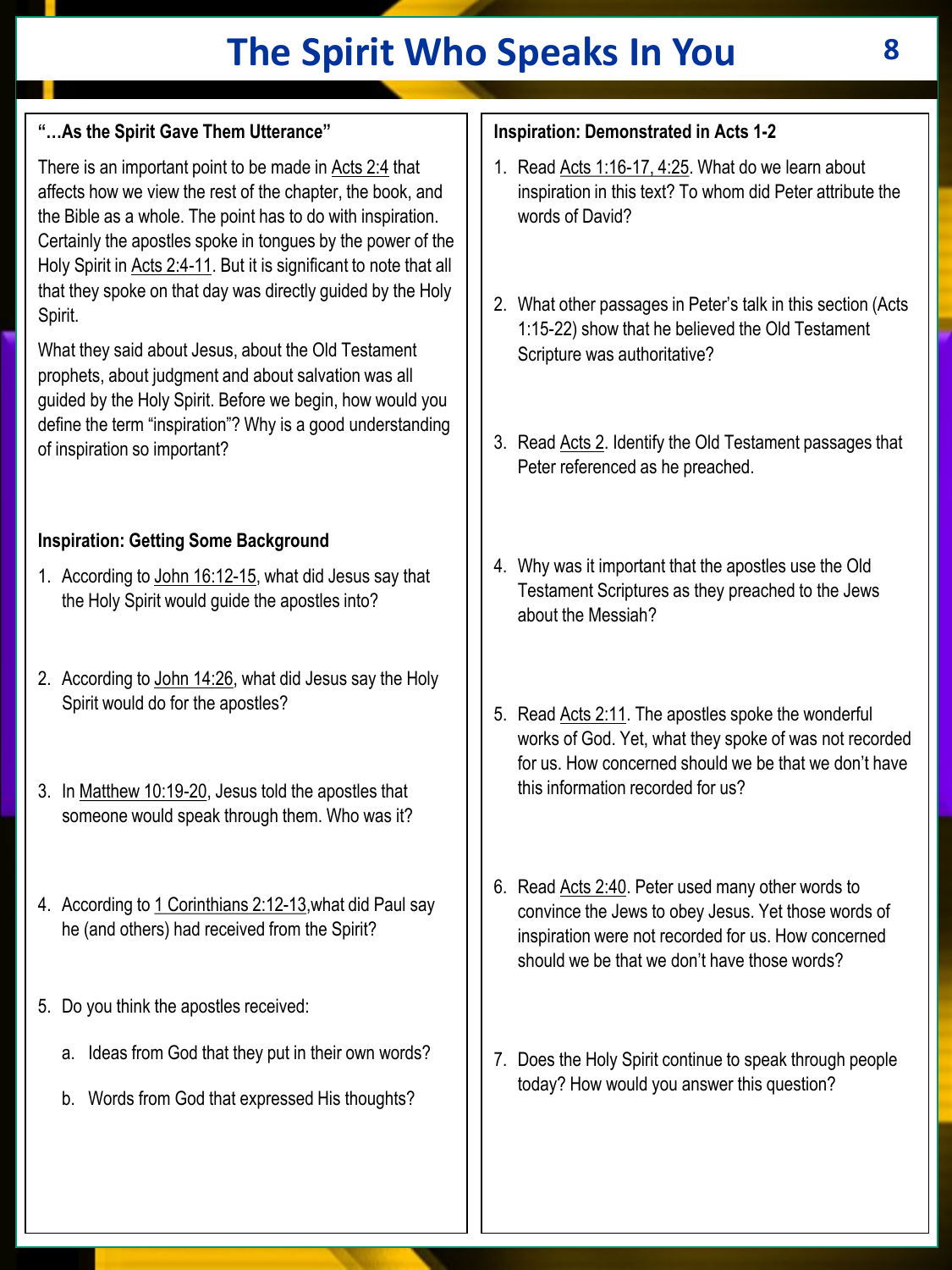# The Spirit Who Speaks In You

**"…As the Spirit Gave Them Utterance"**

There is an important point to be made in Acts 2:4 that affects how we view the rest of the chapter, the book, and the Bible as a whole. The point has to do with inspiration. Certainly the apostles spoke in tongues by the power of the Holy Spirit in Acts 2:4-11. But it is significant to note that all that they spoke on that day was directly guided by the Holy Spirit.

What they said about Jesus, about the Old Testament prophets, about judgment and about salvation was all guided by the Holy Spirit. Before we begin, how would you define the term "inspiration"? Why is a good understanding of inspiration so important?

**Inspiration: Getting Some Background**

1. According to John 16:12-15, what did Jesus say that the Holy Spirit would guide the apostles into?
2. According to John 14:26, what did Jesus say the Holy Spirit would do for the apostles?
3. In Matthew 10:19-20, Jesus told the apostles that someone would speak through them. Who was it?
4. According to 1 Corinthians 2:12-13,what did Paul say he (and others) had received from the Spirit?
5. Do you think the apostles received:
   a. Ideas from God that they put in their own words?
   b. Words from God that expressed His thoughts?

**Inspiration: Demonstrated in Acts 1-2**

1. Read Acts 1:16-17, 4:25. What do we learn about inspiration in this text? To whom did Peter attribute the words of David?
2. What other passages in Peter's talk in this section (Acts 1:15-22) show that he believed the Old Testament Scripture was authoritative?
3. Read Acts 2. Identify the Old Testament passages that Peter referenced as he preached.
4. Why was it important that the apostles use the Old Testament Scriptures as they preached to the Jews about the Messiah?
5. Read Acts 2:11. The apostles spoke the wonderful works of God. Yet, what they spoke of was not recorded for us. How concerned should we be that we don't have this information recorded for us?
6. Read Acts 2:40. Peter used many other words to convince the Jews to obey Jesus. Yet those words of inspiration were not recorded for us. How concerned should we be that we don't have those words?
7. Does the Holy Spirit continue to speak through people today? How would you answer this question?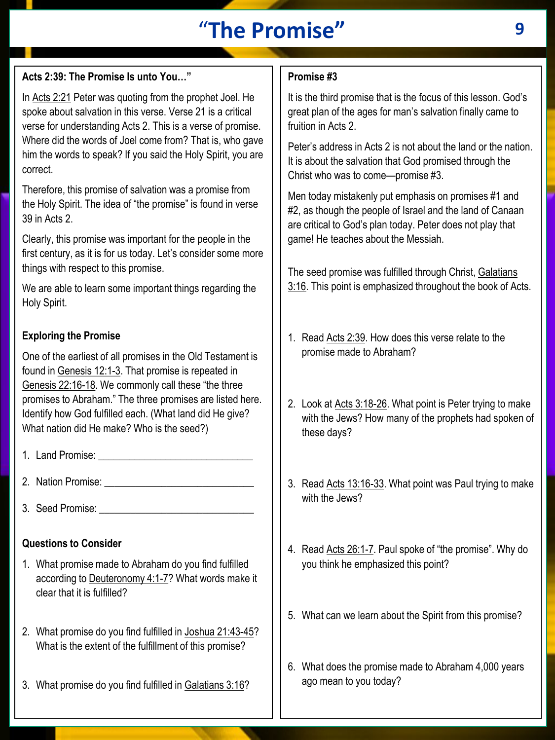# "The Promise"

### Acts 2:39: The Promise Is unto You…"

In Acts 2:21 Peter was quoting from the prophet Joel. He spoke about salvation in this verse. Verse 21 is a critical verse for understanding Acts 2. This is a verse of promise. Where did the words of Joel come from? That is, who gave him the words to speak? If you said the Holy Spirit, you are correct.

Therefore, this promise of salvation was a promise from the Holy Spirit. The idea of "the promise" is found in verse 39 in Acts 2.

Clearly, this promise was important for the people in the first century, as it is for us today. Let's consider some more things with respect to this promise.

We are able to learn some important things regarding the Holy Spirit.

### Exploring the Promise

One of the earliest of all promises in the Old Testament is found in Genesis 12:1-3. That promise is repeated in Genesis 22:16-18. We commonly call these "the three promises to Abraham." The three promises are listed here. Identify how God fulfilled each. (What land did He give? What nation did He make? Who is the seed?)

1. Land Promise: ______________________________
2. Nation Promise: ____________________________
3. Seed Promise: ______________________________

### Questions to Consider

1. What promise made to Abraham do you find fulfilled according to Deuteronomy 4:1-7? What words make it clear that it is fulfilled?
2. What promise do you find fulfilled in Joshua 21:43-45? What is the extent of the fulfillment of this promise?
3. What promise do you find fulfilled in Galatians 3:16?

### Promise #3

It is the third promise that is the focus of this lesson. God's great plan of the ages for man's salvation finally came to fruition in Acts 2.

Peter's address in Acts 2 is not about the land or the nation. It is about the salvation that God promised through the Christ who was to come—promise #3.

Men today mistakenly put emphasis on promises #1 and #2, as though the people of Israel and the land of Canaan are critical to God's plan today. Peter does not play that game! He teaches about the Messiah.

The seed promise was fulfilled through Christ, Galatians 3:16. This point is emphasized throughout the book of Acts.

1. Read Acts 2:39. How does this verse relate to the promise made to Abraham?
2. Look at Acts 3:18-26. What point is Peter trying to make with the Jews? How many of the prophets had spoken of these days?
3. Read Acts 13:16-33. What point was Paul trying to make with the Jews?
4. Read Acts 26:1-7. Paul spoke of "the promise". Why do you think he emphasized this point?
5. What can we learn about the Spirit from this promise?
6. What does the promise made to Abraham 4,000 years ago mean to you today?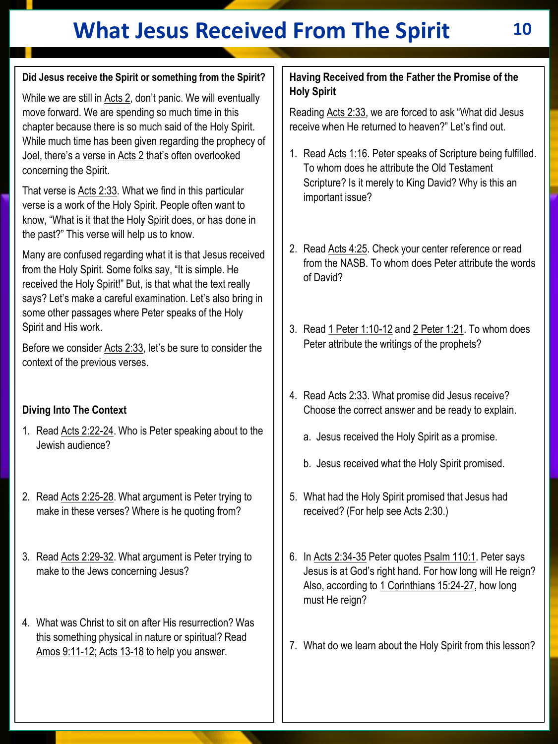# What Jesus Received From The Spirit

**Did Jesus receive the Spirit or something from the Spirit?**

While we are still in Acts 2, don't panic. We will eventually move forward. We are spending so much time in this chapter because there is so much said of the Holy Spirit. While much time has been given regarding the prophecy of Joel, there's a verse in Acts 2 that's often overlooked concerning the Spirit.

That verse is Acts 2:33. What we find in this particular verse is a work of the Holy Spirit. People often want to know, "What is it that the Holy Spirit does, or has done in the past?" This verse will help us to know.

Many are confused regarding what it is that Jesus received from the Holy Spirit. Some folks say, "It is simple. He received the Holy Spirit!" But, is that what the text really says? Let's make a careful examination. Let's also bring in some other passages where Peter speaks of the Holy Spirit and His work.

Before we consider Acts 2:33, let's be sure to consider the context of the previous verses.

**Diving Into The Context**

1. Read Acts 2:22-24. Who is Peter speaking about to the Jewish audience?
2. Read Acts 2:25-28. What argument is Peter trying to make in these verses? Where is he quoting from?
3. Read Acts 2:29-32. What argument is Peter trying to make to the Jews concerning Jesus?
4. What was Christ to sit on after His resurrection? Was this something physical in nature or spiritual? Read Amos 9:11-12; Acts 13-18 to help you answer.

**Having Received from the Father the Promise of the Holy Spirit**

Reading Acts 2:33, we are forced to ask "What did Jesus receive when He returned to heaven?" Let's find out.

1. Read Acts 1:16. Peter speaks of Scripture being fulfilled. To whom does he attribute the Old Testament Scripture? Is it merely to King David? Why is this an important issue?
2. Read Acts 4:25. Check your center reference or read from the NASB. To whom does Peter attribute the words of David?
3. Read 1 Peter 1:10-12 and 2 Peter 1:21. To whom does Peter attribute the writings of the prophets?
4. Read Acts 2:33. What promise did Jesus receive? Choose the correct answer and be ready to explain.
   a. Jesus received the Holy Spirit as a promise.
   b. Jesus received what the Holy Spirit promised.
5. What had the Holy Spirit promised that Jesus had received? (For help see Acts 2:30.)
6. In Acts 2:34-35 Peter quotes Psalm 110:1. Peter says Jesus is at God's right hand. For how long will He reign? Also, according to 1 Corinthians 15:24-27, how long must He reign?
7. What do we learn about the Holy Spirit from this lesson?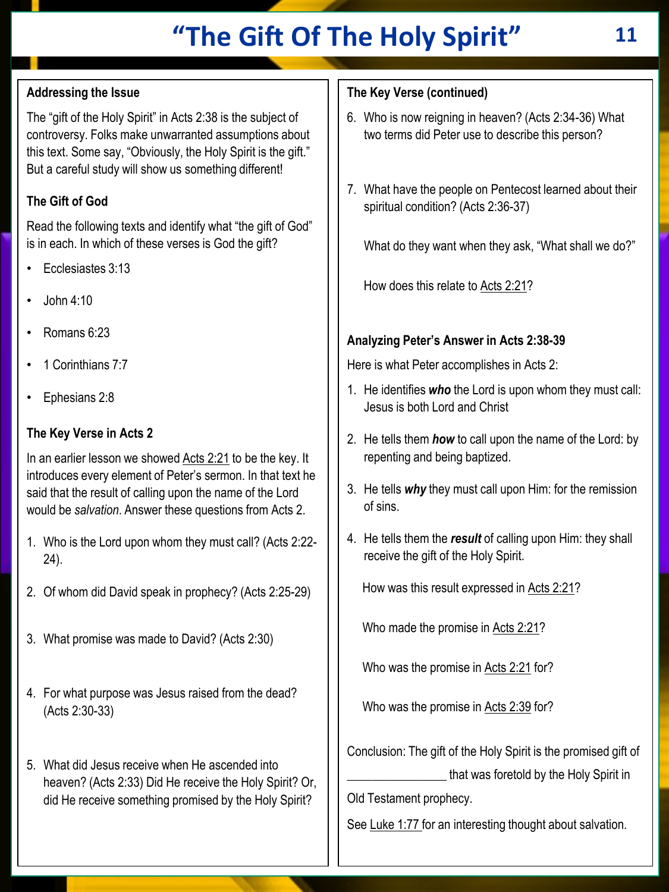# "The Gift Of The Holy Spirit"

### Addressing the Issue

The "gift of the Holy Spirit" in Acts 2:38 is the subject of controversy. Folks make unwarranted assumptions about this text. Some say, "Obviously, the Holy Spirit is the gift." But a careful study will show us something different!

### The Gift of God

Read the following texts and identify what "the gift of God" is in each. In which of these verses is God the gift?

- Ecclesiastes 3:13
- John 4:10
- Romans 6:23
- 1 Corinthians 7:7
- Ephesians 2:8

### The Key Verse in Acts 2

In an earlier lesson we showed Acts 2:21 to be the key. It introduces every element of Peter's sermon. In that text he said that the result of calling upon the name of the Lord would be *salvation*. Answer these questions from Acts 2.

1. Who is the Lord upon whom they must call? (Acts 2:22-24).
2. Of whom did David speak in prophecy? (Acts 2:25-29)
3. What promise was made to David? (Acts 2:30)
4. For what purpose was Jesus raised from the dead? (Acts 2:30-33)
5. What did Jesus receive when He ascended into heaven? (Acts 2:33) Did He receive the Holy Spirit? Or, did He receive something promised by the Holy Spirit?

### The Key Verse (continued)

6. Who is now reigning in heaven? (Acts 2:34-36) What two terms did Peter use to describe this person?
7. What have the people on Pentecost learned about their spiritual condition? (Acts 2:36-37)

   What do they want when they ask, "What shall we do?"

   How does this relate to Acts 2:21?

### Analyzing Peter's Answer in Acts 2:38-39

Here is what Peter accomplishes in Acts 2:

1. He identifies ***who*** the Lord is upon whom they must call: Jesus is both Lord and Christ
2. He tells them ***how*** to call upon the name of the Lord: by repenting and being baptized.
3. He tells ***why*** they must call upon Him: for the remission of sins.
4. He tells them the ***result*** of calling upon Him: they shall receive the gift of the Holy Spirit.

   How was this result expressed in Acts 2:21?

   Who made the promise in Acts 2:21?

   Who was the promise in Acts 2:21 for?

   Who was the promise in Acts 2:39 for?

Conclusion: The gift of the Holy Spirit is the promised gift of _______________ that was foretold by the Holy Spirit in Old Testament prophecy.

See Luke 1:77 for an interesting thought about salvation.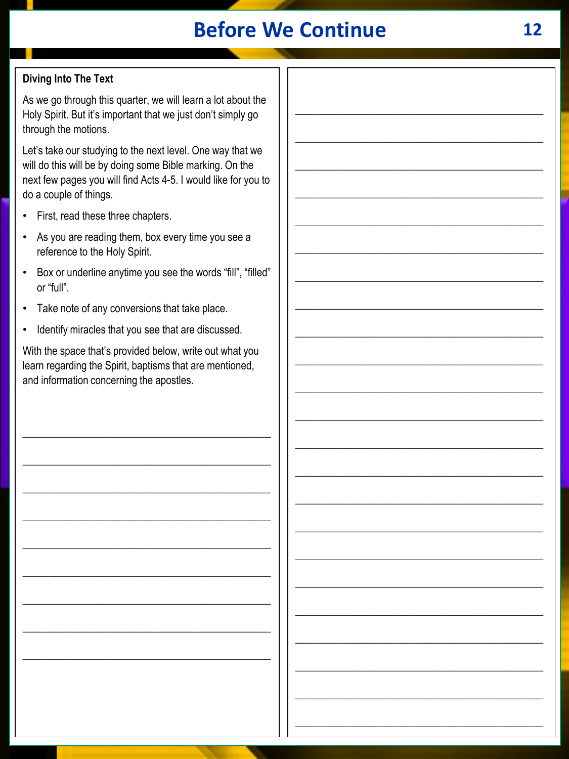# Before We Continue

**Diving Into The Text**

As we go through this quarter, we will learn a lot about the Holy Spirit. But it's important that we just don't simply go through the motions.

Let's take our studying to the next level. One way that we will do this will be by doing some Bible marking. On the next few pages you will find Acts 4-5. I would like for you to do a couple of things.

- First, read these three chapters.
- As you are reading them, box every time you see a reference to the Holy Spirit.
- Box or underline anytime you see the words "fill", "filled" or "full".
- Take note of any conversions that take place.
- Identify miracles that you see that are discussed.

With the space that's provided below, write out what you learn regarding the Spirit, baptisms that are mentioned, and information concerning the apostles.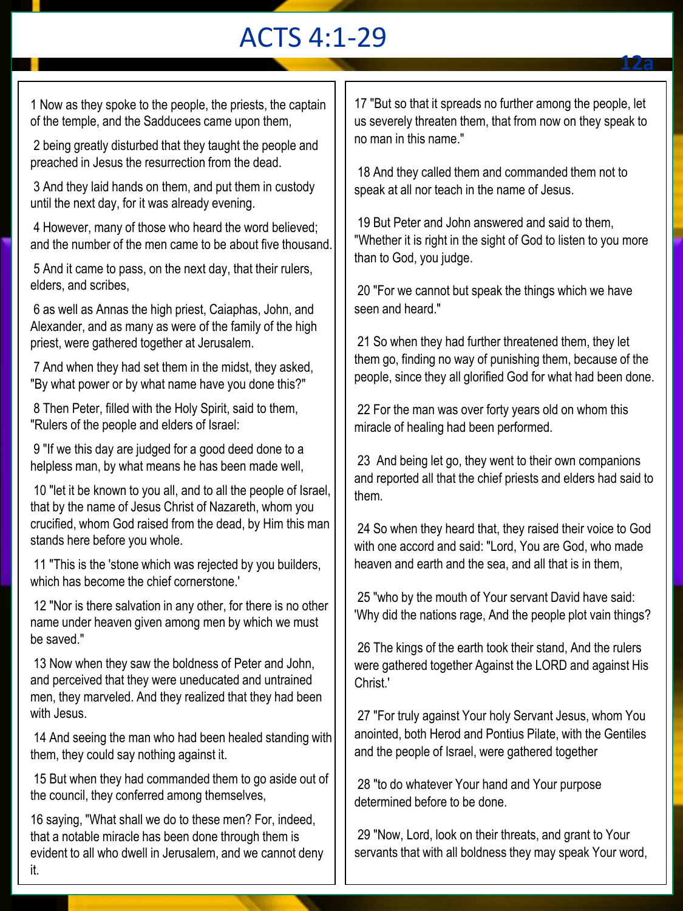# ACTS 4:1-29

12a

1 Now as they spoke to the people, the priests, the captain of the temple, and the Sadducees came upon them,

2 being greatly disturbed that they taught the people and preached in Jesus the resurrection from the dead.

3 And they laid hands on them, and put them in custody until the next day, for it was already evening.

4 However, many of those who heard the word believed; and the number of the men came to be about five thousand.

5 And it came to pass, on the next day, that their rulers, elders, and scribes,

6 as well as Annas the high priest, Caiaphas, John, and Alexander, and as many as were of the family of the high priest, were gathered together at Jerusalem.

7 And when they had set them in the midst, they asked, "By what power or by what name have you done this?"

8 Then Peter, filled with the Holy Spirit, said to them, "Rulers of the people and elders of Israel:

9 "If we this day are judged for a good deed done to a helpless man, by what means he has been made well,

10 "let it be known to you all, and to all the people of Israel, that by the name of Jesus Christ of Nazareth, whom you crucified, whom God raised from the dead, by Him this man stands here before you whole.

11 "This is the 'stone which was rejected by you builders, which has become the chief cornerstone.'

12 "Nor is there salvation in any other, for there is no other name under heaven given among men by which we must be saved."

13 Now when they saw the boldness of Peter and John, and perceived that they were uneducated and untrained men, they marveled. And they realized that they had been with Jesus.

14 And seeing the man who had been healed standing with them, they could say nothing against it.

15 But when they had commanded them to go aside out of the council, they conferred among themselves,

16 saying, "What shall we do to these men? For, indeed, that a notable miracle has been done through them is evident to all who dwell in Jerusalem, and we cannot deny it.

17 "But so that it spreads no further among the people, let us severely threaten them, that from now on they speak to no man in this name."

18 And they called them and commanded them not to speak at all nor teach in the name of Jesus.

19 But Peter and John answered and said to them, "Whether it is right in the sight of God to listen to you more than to God, you judge.

20 "For we cannot but speak the things which we have seen and heard."

21 So when they had further threatened them, they let them go, finding no way of punishing them, because of the people, since they all glorified God for what had been done.

22 For the man was over forty years old on whom this miracle of healing had been performed.

23 And being let go, they went to their own companions and reported all that the chief priests and elders had said to them.

24 So when they heard that, they raised their voice to God with one accord and said: "Lord, You are God, who made heaven and earth and the sea, and all that is in them,

25 "who by the mouth of Your servant David have said: 'Why did the nations rage, And the people plot vain things?

26 The kings of the earth took their stand, And the rulers were gathered together Against the LORD and against His Christ.'

27 "For truly against Your holy Servant Jesus, whom You anointed, both Herod and Pontius Pilate, with the Gentiles and the people of Israel, were gathered together

28 "to do whatever Your hand and Your purpose determined before to be done.

29 "Now, Lord, look on their threats, and grant to Your servants that with all boldness they may speak Your word,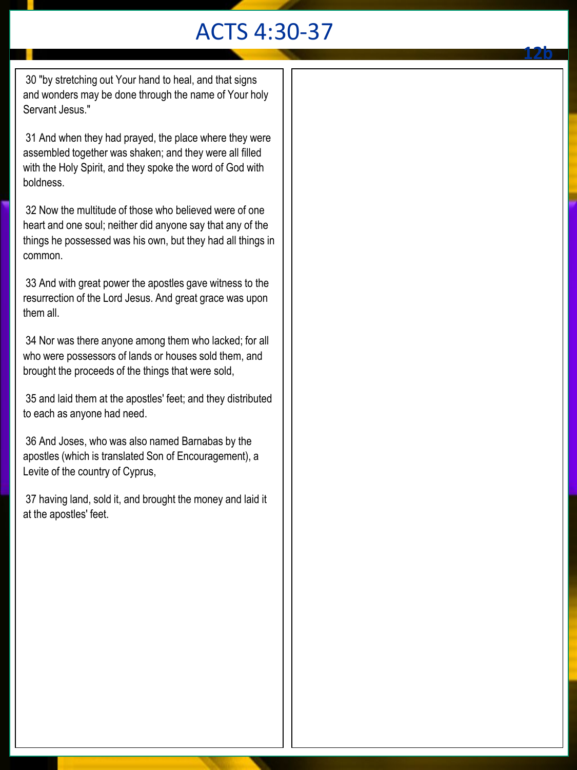# ACTS 4:30-37

12b

30 "by stretching out Your hand to heal, and that signs and wonders may be done through the name of Your holy Servant Jesus."

31 And when they had prayed, the place where they were assembled together was shaken; and they were all filled with the Holy Spirit, and they spoke the word of God with boldness.

32 Now the multitude of those who believed were of one heart and one soul; neither did anyone say that any of the things he possessed was his own, but they had all things in common.

33 And with great power the apostles gave witness to the resurrection of the Lord Jesus. And great grace was upon them all.

34 Nor was there anyone among them who lacked; for all who were possessors of lands or houses sold them, and brought the proceeds of the things that were sold,

35 and laid them at the apostles' feet; and they distributed to each as anyone had need.

36 And Joses, who was also named Barnabas by the apostles (which is translated Son of Encouragement), a Levite of the country of Cyprus,

37 having land, sold it, and brought the money and laid it at the apostles' feet.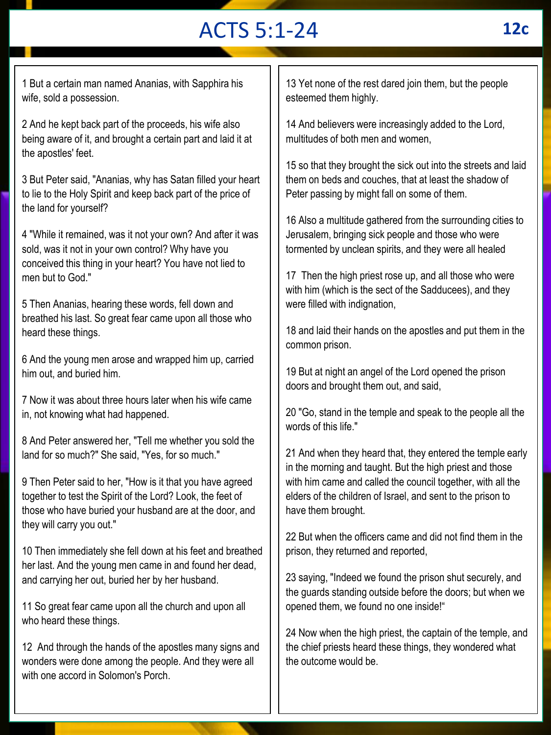# ACTS 5:1-24

**12c**

1 But a certain man named Ananias, with Sapphira his wife, sold a possession.

2 And he kept back part of the proceeds, his wife also being aware of it, and brought a certain part and laid it at the apostles' feet.

3 But Peter said, "Ananias, why has Satan filled your heart to lie to the Holy Spirit and keep back part of the price of the land for yourself?

4 "While it remained, was it not your own? And after it was sold, was it not in your own control? Why have you conceived this thing in your heart? You have not lied to men but to God."

5 Then Ananias, hearing these words, fell down and breathed his last. So great fear came upon all those who heard these things.

6 And the young men arose and wrapped him up, carried him out, and buried him.

7 Now it was about three hours later when his wife came in, not knowing what had happened.

8 And Peter answered her, "Tell me whether you sold the land for so much?" She said, "Yes, for so much."

9 Then Peter said to her, "How is it that you have agreed together to test the Spirit of the Lord? Look, the feet of those who have buried your husband are at the door, and they will carry you out."

10 Then immediately she fell down at his feet and breathed her last. And the young men came in and found her dead, and carrying her out, buried her by her husband.

11 So great fear came upon all the church and upon all who heard these things.

12 And through the hands of the apostles many signs and wonders were done among the people. And they were all with one accord in Solomon's Porch.

13 Yet none of the rest dared join them, but the people esteemed them highly.

14 And believers were increasingly added to the Lord, multitudes of both men and women,

15 so that they brought the sick out into the streets and laid them on beds and couches, that at least the shadow of Peter passing by might fall on some of them.

16 Also a multitude gathered from the surrounding cities to Jerusalem, bringing sick people and those who were tormented by unclean spirits, and they were all healed

17 Then the high priest rose up, and all those who were with him (which is the sect of the Sadducees), and they were filled with indignation,

18 and laid their hands on the apostles and put them in the common prison.

19 But at night an angel of the Lord opened the prison doors and brought them out, and said,

20 "Go, stand in the temple and speak to the people all the words of this life."

21 And when they heard that, they entered the temple early in the morning and taught. But the high priest and those with him came and called the council together, with all the elders of the children of Israel, and sent to the prison to have them brought.

22 But when the officers came and did not find them in the prison, they returned and reported,

23 saying, "Indeed we found the prison shut securely, and the guards standing outside before the doors; but when we opened them, we found no one inside!"

24 Now when the high priest, the captain of the temple, and the chief priests heard these things, they wondered what the outcome would be.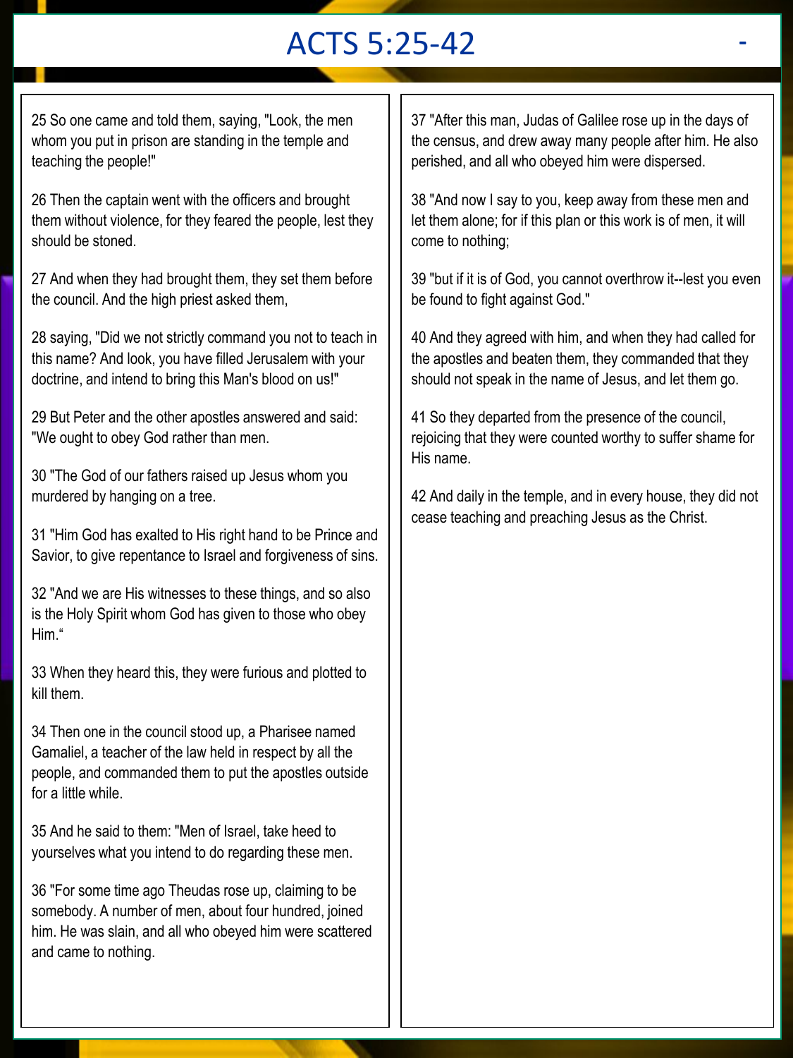# ACTS 5:25-42

25 So one came and told them, saying, "Look, the men whom you put in prison are standing in the temple and teaching the people!"

26 Then the captain went with the officers and brought them without violence, for they feared the people, lest they should be stoned.

27 And when they had brought them, they set them before the council. And the high priest asked them,

28 saying, "Did we not strictly command you not to teach in this name? And look, you have filled Jerusalem with your doctrine, and intend to bring this Man's blood on us!"

29 But Peter and the other apostles answered and said: "We ought to obey God rather than men.

30 "The God of our fathers raised up Jesus whom you murdered by hanging on a tree.

31 "Him God has exalted to His right hand to be Prince and Savior, to give repentance to Israel and forgiveness of sins.

32 "And we are His witnesses to these things, and so also is the Holy Spirit whom God has given to those who obey Him."

33 When they heard this, they were furious and plotted to kill them.

34 Then one in the council stood up, a Pharisee named Gamaliel, a teacher of the law held in respect by all the people, and commanded them to put the apostles outside for a little while.

35 And he said to them: "Men of Israel, take heed to yourselves what you intend to do regarding these men.

36 "For some time ago Theudas rose up, claiming to be somebody. A number of men, about four hundred, joined him. He was slain, and all who obeyed him were scattered and came to nothing.

37 "After this man, Judas of Galilee rose up in the days of the census, and drew away many people after him. He also perished, and all who obeyed him were dispersed.

38 "And now I say to you, keep away from these men and let them alone; for if this plan or this work is of men, it will come to nothing;

39 "but if it is of God, you cannot overthrow it--lest you even be found to fight against God."

40 And they agreed with him, and when they had called for the apostles and beaten them, they commanded that they should not speak in the name of Jesus, and let them go.

41 So they departed from the presence of the council, rejoicing that they were counted worthy to suffer shame for His name.

42 And daily in the temple, and in every house, they did not cease teaching and preaching Jesus as the Christ.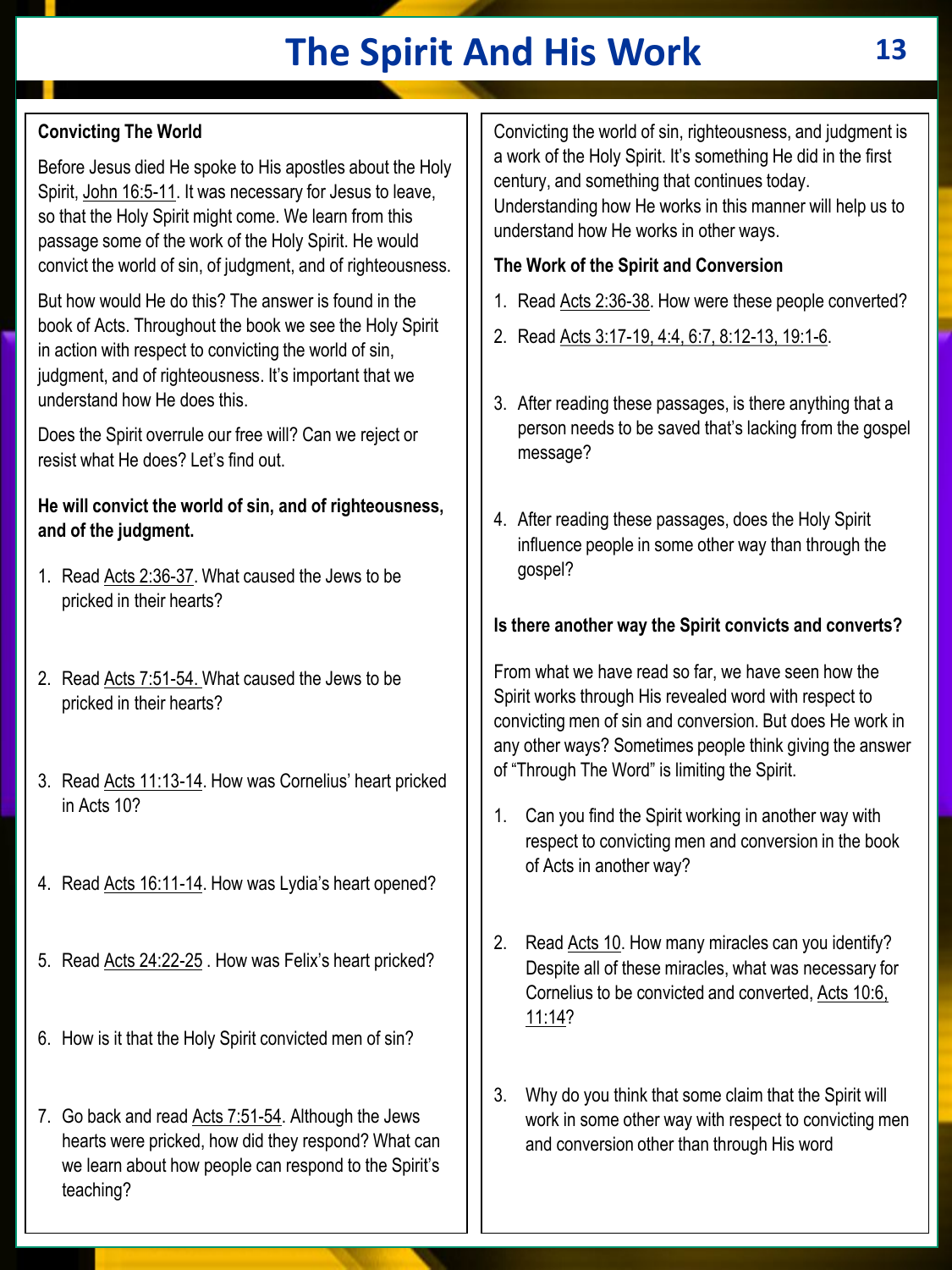# The Spirit And His Work

**Convicting The World**

Before Jesus died He spoke to His apostles about the Holy Spirit, John 16:5-11. It was necessary for Jesus to leave, so that the Holy Spirit might come. We learn from this passage some of the work of the Holy Spirit. He would convict the world of sin, of judgment, and of righteousness.

But how would He do this? The answer is found in the book of Acts. Throughout the book we see the Holy Spirit in action with respect to convicting the world of sin, judgment, and of righteousness. It's important that we understand how He does this.

Does the Spirit overrule our free will? Can we reject or resist what He does? Let's find out.

**He will convict the world of sin, and of righteousness, and of the judgment.**

1. Read Acts 2:36-37. What caused the Jews to be pricked in their hearts?
2. Read Acts 7:51-54. What caused the Jews to be pricked in their hearts?
3. Read Acts 11:13-14. How was Cornelius' heart pricked in Acts 10?
4. Read Acts 16:11-14. How was Lydia's heart opened?
5. Read Acts 24:22-25 . How was Felix's heart pricked?
6. How is it that the Holy Spirit convicted men of sin?
7. Go back and read Acts 7:51-54. Although the Jews hearts were pricked, how did they respond? What can we learn about how people can respond to the Spirit's teaching?

Convicting the world of sin, righteousness, and judgment is a work of the Holy Spirit. It's something He did in the first century, and something that continues today. Understanding how He works in this manner will help us to understand how He works in other ways.

**The Work of the Spirit and Conversion**

1. Read Acts 2:36-38. How were these people converted?
2. Read Acts 3:17-19, 4:4, 6:7, 8:12-13, 19:1-6.
3. After reading these passages, is there anything that a person needs to be saved that's lacking from the gospel message?
4. After reading these passages, does the Holy Spirit influence people in some other way than through the gospel?

**Is there another way the Spirit convicts and converts?**

From what we have read so far, we have seen how the Spirit works through His revealed word with respect to convicting men of sin and conversion. But does He work in any other ways? Sometimes people think giving the answer of "Through The Word" is limiting the Spirit.

1. Can you find the Spirit working in another way with respect to convicting men and conversion in the book of Acts in another way?
2. Read Acts 10. How many miracles can you identify? Despite all of these miracles, what was necessary for Cornelius to be convicted and converted, Acts 10:6, 11:14?
3. Why do you think that some claim that the Spirit will work in some other way with respect to convicting men and conversion other than through His word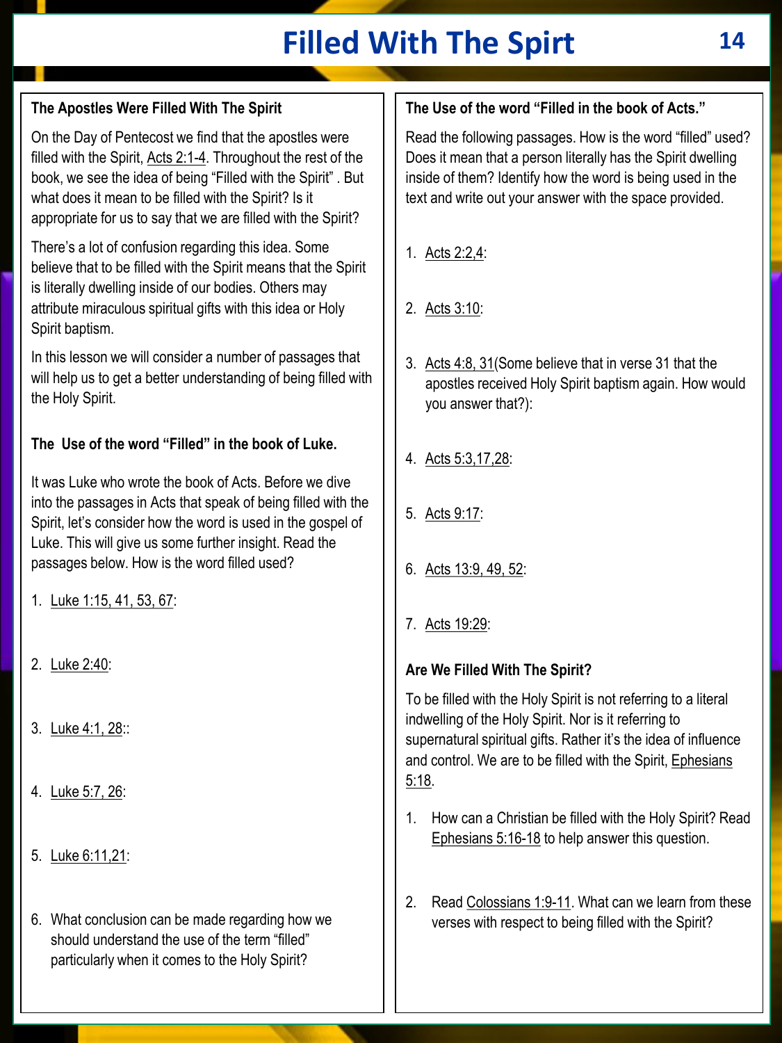# Filled With The Spirt

## The Apostles Were Filled With The Spirit

On the Day of Pentecost we find that the apostles were filled with the Spirit, Acts 2:1-4. Throughout the rest of the book, we see the idea of being "Filled with the Spirit" . But what does it mean to be filled with the Spirit? Is it appropriate for us to say that we are filled with the Spirit?

There's a lot of confusion regarding this idea. Some believe that to be filled with the Spirit means that the Spirit is literally dwelling inside of our bodies. Others may attribute miraculous spiritual gifts with this idea or Holy Spirit baptism.

In this lesson we will consider a number of passages that will help us to get a better understanding of being filled with the Holy Spirit.

## The Use of the word "Filled" in the book of Luke.

It was Luke who wrote the book of Acts. Before we dive into the passages in Acts that speak of being filled with the Spirit, let's consider how the word is used in the gospel of Luke. This will give us some further insight. Read the passages below. How is the word filled used?

1. Luke 1:15, 41, 53, 67:
2. Luke 2:40:
3. Luke 4:1, 28::
4. Luke 5:7, 26:
5. Luke 6:11,21:
6. What conclusion can be made regarding how we should understand the use of the term "filled" particularly when it comes to the Holy Spirit?

## The Use of the word "Filled in the book of Acts."

Read the following passages. How is the word "filled" used? Does it mean that a person literally has the Spirit dwelling inside of them? Identify how the word is being used in the text and write out your answer with the space provided.

1. Acts 2:2,4:
2. Acts 3:10:
3. Acts 4:8, 31(Some believe that in verse 31 that the apostles received Holy Spirit baptism again. How would you answer that?):
4. Acts 5:3,17,28:
5. Acts 9:17:
6. Acts 13:9, 49, 52:
7. Acts 19:29:

## Are We Filled With The Spirit?

To be filled with the Holy Spirit is not referring to a literal indwelling of the Holy Spirit. Nor is it referring to supernatural spiritual gifts. Rather it's the idea of influence and control. We are to be filled with the Spirit, Ephesians 5:18.

1. How can a Christian be filled with the Holy Spirit? Read Ephesians 5:16-18 to help answer this question.
2. Read Colossians 1:9-11. What can we learn from these verses with respect to being filled with the Spirit?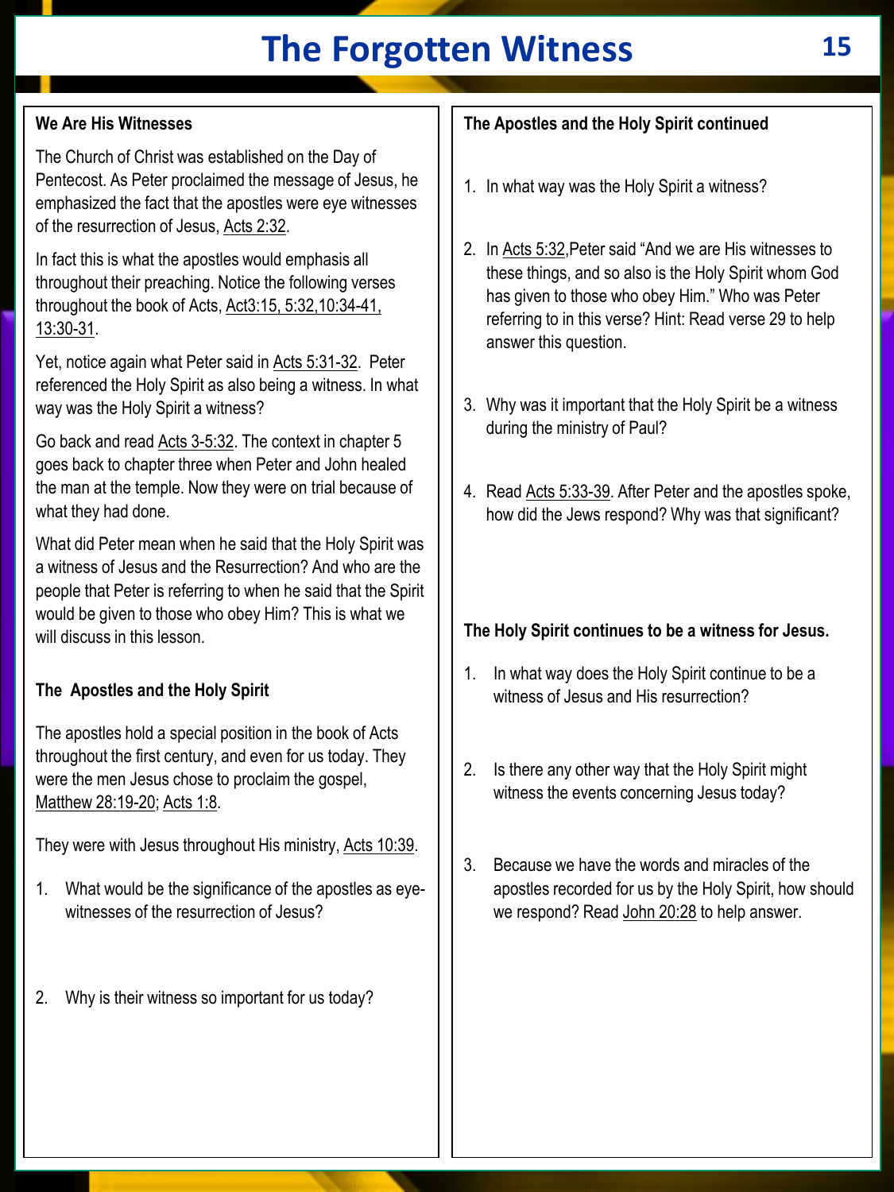# The Forgotten Witness

**We Are His Witnesses**

The Church of Christ was established on the Day of Pentecost. As Peter proclaimed the message of Jesus, he emphasized the fact that the apostles were eye witnesses of the resurrection of Jesus, Acts 2:32.

In fact this is what the apostles would emphasis all throughout their preaching. Notice the following verses throughout the book of Acts, Act3:15, 5:32,10:34-41, 13:30-31.

Yet, notice again what Peter said in Acts 5:31-32. Peter referenced the Holy Spirit as also being a witness. In what way was the Holy Spirit a witness?

Go back and read Acts 3-5:32. The context in chapter 5 goes back to chapter three when Peter and John healed the man at the temple. Now they were on trial because of what they had done.

What did Peter mean when he said that the Holy Spirit was a witness of Jesus and the Resurrection? And who are the people that Peter is referring to when he said that the Spirit would be given to those who obey Him? This is what we will discuss in this lesson.

**The Apostles and the Holy Spirit**

The apostles hold a special position in the book of Acts throughout the first century, and even for us today. They were the men Jesus chose to proclaim the gospel, Matthew 28:19-20; Acts 1:8.

They were with Jesus throughout His ministry, Acts 10:39.

1. What would be the significance of the apostles as eye-witnesses of the resurrection of Jesus?

2. Why is their witness so important for us today?

**The Apostles and the Holy Spirit continued**

1. In what way was the Holy Spirit a witness?

2. In Acts 5:32,Peter said "And we are His witnesses to these things, and so also is the Holy Spirit whom God has given to those who obey Him." Who was Peter referring to in this verse? Hint: Read verse 29 to help answer this question.

3. Why was it important that the Holy Spirit be a witness during the ministry of Paul?

4. Read Acts 5:33-39. After Peter and the apostles spoke, how did the Jews respond? Why was that significant?

**The Holy Spirit continues to be a witness for Jesus.**

1. In what way does the Holy Spirit continue to be a witness of Jesus and His resurrection?

2. Is there any other way that the Holy Spirit might witness the events concerning Jesus today?

3. Because we have the words and miracles of the apostles recorded for us by the Holy Spirit, how should we respond? Read John 20:28 to help answer.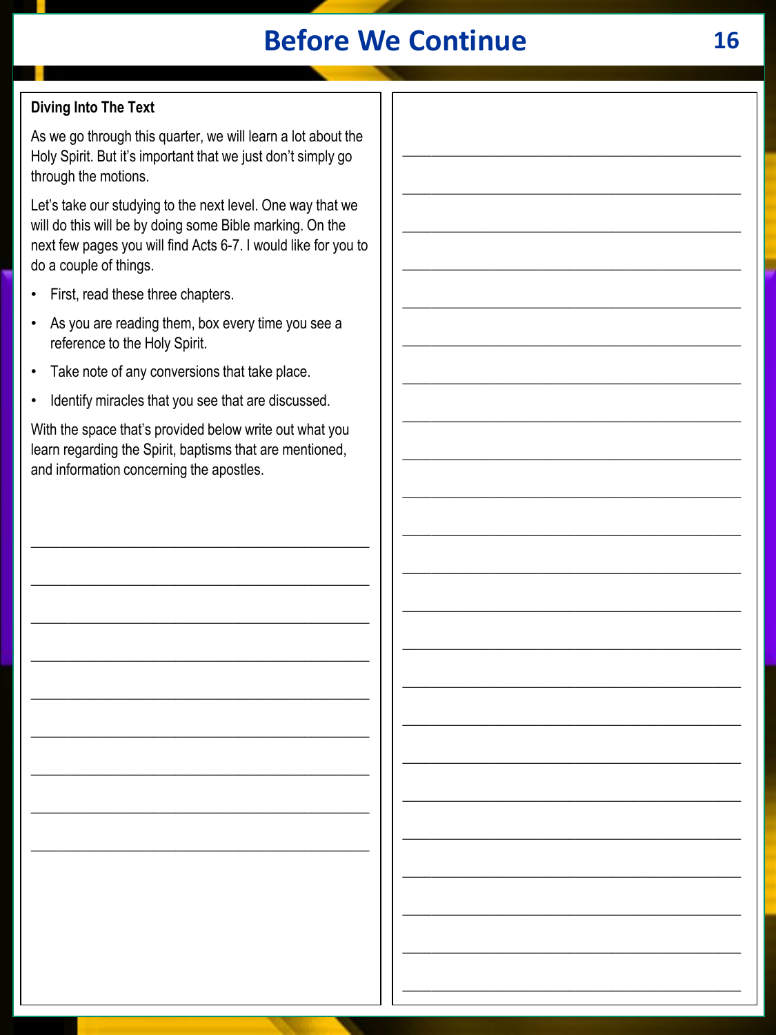# Before We Continue

### Diving Into The Text

As we go through this quarter, we will learn a lot about the Holy Spirit. But it's important that we just don't simply go through the motions.

Let's take our studying to the next level. One way that we will do this will be by doing some Bible marking. On the next few pages you will find Acts 6-7. I would like for you to do a couple of things.

- First, read these three chapters.
- As you are reading them, box every time you see a reference to the Holy Spirit.
- Take note of any conversions that take place.
- Identify miracles that you see that are discussed.

With the space that's provided below write out what you learn regarding the Spirit, baptisms that are mentioned, and information concerning the apostles.

_______________________________________________

_______________________________________________

_______________________________________________

_______________________________________________

_______________________________________________

_______________________________________________

_______________________________________________

_______________________________________________

_______________________________________________

_______________________________________________

_______________________________________________

_______________________________________________

_______________________________________________

_______________________________________________

_______________________________________________

_______________________________________________

_______________________________________________

_______________________________________________

_______________________________________________

_______________________________________________

_______________________________________________

_______________________________________________

_______________________________________________

_______________________________________________

_______________________________________________

_______________________________________________

_______________________________________________

_______________________________________________

_______________________________________________

_______________________________________________

_______________________________________________

_______________________________________________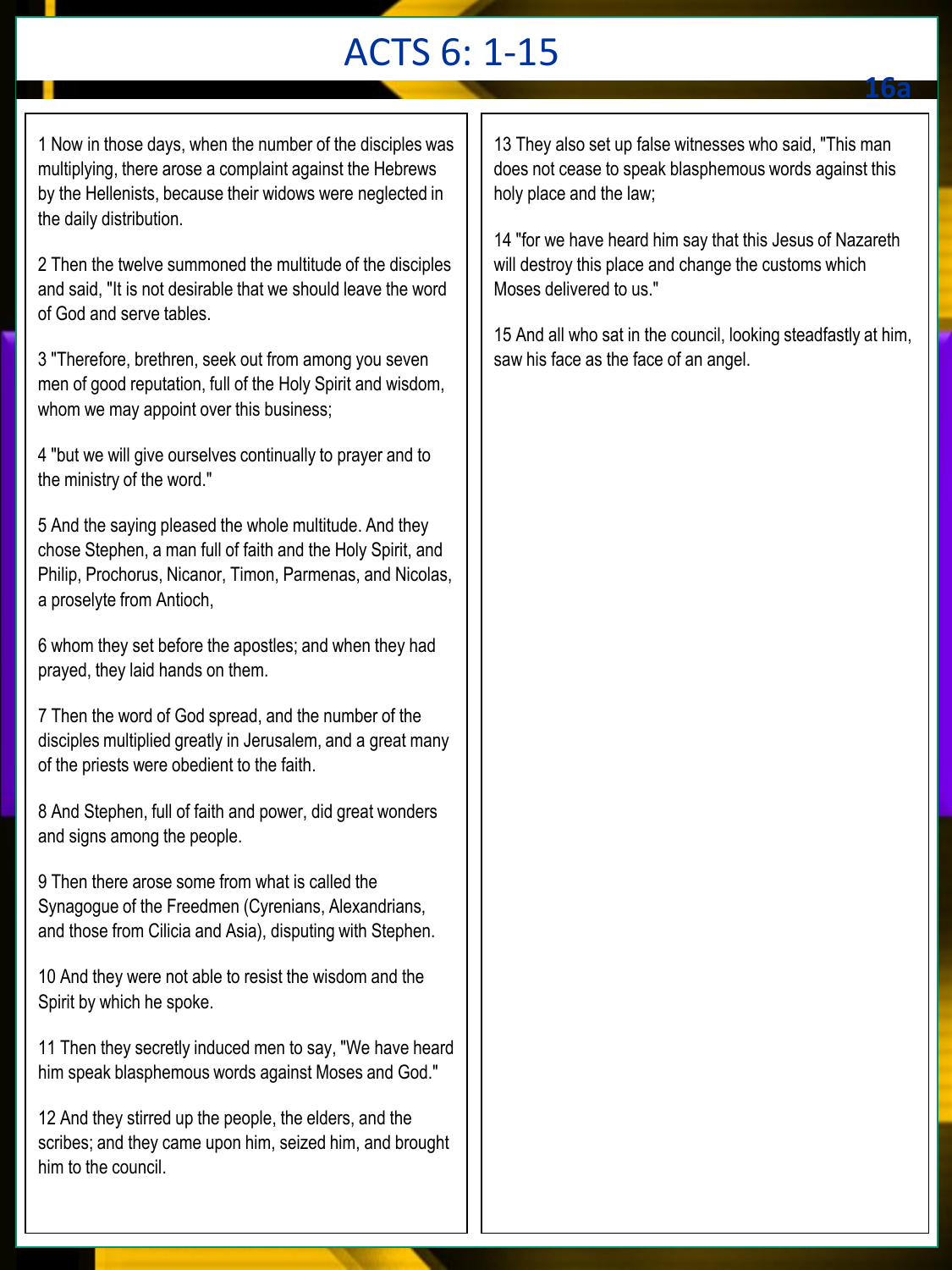# ACTS 6: 1-15

16a

1 Now in those days, when the number of the disciples was multiplying, there arose a complaint against the Hebrews by the Hellenists, because their widows were neglected in the daily distribution.

2 Then the twelve summoned the multitude of the disciples and said, "It is not desirable that we should leave the word of God and serve tables.

3 "Therefore, brethren, seek out from among you seven men of good reputation, full of the Holy Spirit and wisdom, whom we may appoint over this business;

4 "but we will give ourselves continually to prayer and to the ministry of the word."

5 And the saying pleased the whole multitude. And they chose Stephen, a man full of faith and the Holy Spirit, and Philip, Prochorus, Nicanor, Timon, Parmenas, and Nicolas, a proselyte from Antioch,

6 whom they set before the apostles; and when they had prayed, they laid hands on them.

7 Then the word of God spread, and the number of the disciples multiplied greatly in Jerusalem, and a great many of the priests were obedient to the faith.

8 And Stephen, full of faith and power, did great wonders and signs among the people.

9 Then there arose some from what is called the Synagogue of the Freedmen (Cyrenians, Alexandrians, and those from Cilicia and Asia), disputing with Stephen.

10 And they were not able to resist the wisdom and the Spirit by which he spoke.

11 Then they secretly induced men to say, "We have heard him speak blasphemous words against Moses and God."

12 And they stirred up the people, the elders, and the scribes; and they came upon him, seized him, and brought him to the council.

13 They also set up false witnesses who said, "This man does not cease to speak blasphemous words against this holy place and the law;

14 "for we have heard him say that this Jesus of Nazareth will destroy this place and change the customs which Moses delivered to us."

15 And all who sat in the council, looking steadfastly at him, saw his face as the face of an angel.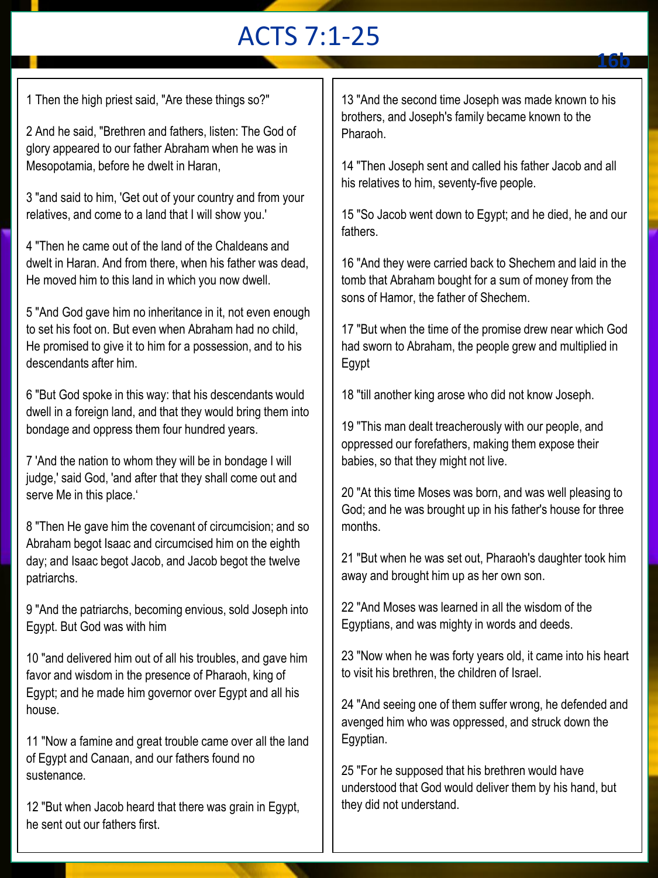# ACTS 7:1-25

16b

1 Then the high priest said, "Are these things so?"

2 And he said, "Brethren and fathers, listen: The God of glory appeared to our father Abraham when he was in Mesopotamia, before he dwelt in Haran,

3 "and said to him, 'Get out of your country and from your relatives, and come to a land that I will show you.'

4 "Then he came out of the land of the Chaldeans and dwelt in Haran. And from there, when his father was dead, He moved him to this land in which you now dwell.

5 "And God gave him no inheritance in it, not even enough to set his foot on. But even when Abraham had no child, He promised to give it to him for a possession, and to his descendants after him.

6 "But God spoke in this way: that his descendants would dwell in a foreign land, and that they would bring them into bondage and oppress them four hundred years.

7 'And the nation to whom they will be in bondage I will judge,' said God, 'and after that they shall come out and serve Me in this place.'

8 "Then He gave him the covenant of circumcision; and so Abraham begot Isaac and circumcised him on the eighth day; and Isaac begot Jacob, and Jacob begot the twelve patriarchs.

9 "And the patriarchs, becoming envious, sold Joseph into Egypt. But God was with him

10 "and delivered him out of all his troubles, and gave him favor and wisdom in the presence of Pharaoh, king of Egypt; and he made him governor over Egypt and all his house.

11 "Now a famine and great trouble came over all the land of Egypt and Canaan, and our fathers found no sustenance.

12 "But when Jacob heard that there was grain in Egypt, he sent out our fathers first.

13 "And the second time Joseph was made known to his brothers, and Joseph's family became known to the Pharaoh.

14 "Then Joseph sent and called his father Jacob and all his relatives to him, seventy-five people.

15 "So Jacob went down to Egypt; and he died, he and our fathers.

16 "And they were carried back to Shechem and laid in the tomb that Abraham bought for a sum of money from the sons of Hamor, the father of Shechem.

17 "But when the time of the promise drew near which God had sworn to Abraham, the people grew and multiplied in Egypt

18 "till another king arose who did not know Joseph.

19 "This man dealt treacherously with our people, and oppressed our forefathers, making them expose their babies, so that they might not live.

20 "At this time Moses was born, and was well pleasing to God; and he was brought up in his father's house for three months.

21 "But when he was set out, Pharaoh's daughter took him away and brought him up as her own son.

22 "And Moses was learned in all the wisdom of the Egyptians, and was mighty in words and deeds.

23 "Now when he was forty years old, it came into his heart to visit his brethren, the children of Israel.

24 "And seeing one of them suffer wrong, he defended and avenged him who was oppressed, and struck down the Egyptian.

25 "For he supposed that his brethren would have understood that God would deliver them by his hand, but they did not understand.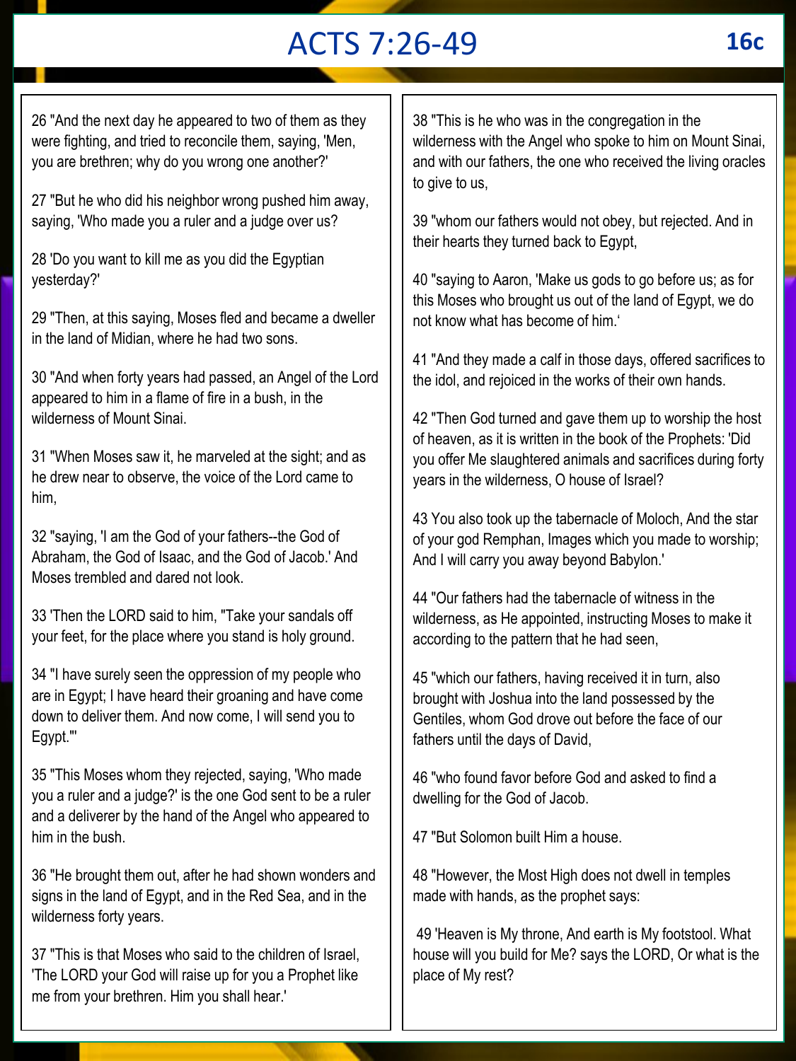# ACTS 7:26-49

16c

26 "And the next day he appeared to two of them as they were fighting, and tried to reconcile them, saying, 'Men, you are brethren; why do you wrong one another?'

27 "But he who did his neighbor wrong pushed him away, saying, 'Who made you a ruler and a judge over us?

28 'Do you want to kill me as you did the Egyptian yesterday?'

29 "Then, at this saying, Moses fled and became a dweller in the land of Midian, where he had two sons.

30 "And when forty years had passed, an Angel of the Lord appeared to him in a flame of fire in a bush, in the wilderness of Mount Sinai.

31 "When Moses saw it, he marveled at the sight; and as he drew near to observe, the voice of the Lord came to him,

32 "saying, 'I am the God of your fathers--the God of Abraham, the God of Isaac, and the God of Jacob.' And Moses trembled and dared not look.

33 'Then the LORD said to him, "Take your sandals off your feet, for the place where you stand is holy ground.

34 "I have surely seen the oppression of my people who are in Egypt; I have heard their groaning and have come down to deliver them. And now come, I will send you to Egypt."'

35 "This Moses whom they rejected, saying, 'Who made you a ruler and a judge?' is the one God sent to be a ruler and a deliverer by the hand of the Angel who appeared to him in the bush.

36 "He brought them out, after he had shown wonders and signs in the land of Egypt, and in the Red Sea, and in the wilderness forty years.

37 "This is that Moses who said to the children of Israel, 'The LORD your God will raise up for you a Prophet like me from your brethren. Him you shall hear.'

38 "This is he who was in the congregation in the wilderness with the Angel who spoke to him on Mount Sinai, and with our fathers, the one who received the living oracles to give to us,

39 "whom our fathers would not obey, but rejected. And in their hearts they turned back to Egypt,

40 "saying to Aaron, 'Make us gods to go before us; as for this Moses who brought us out of the land of Egypt, we do not know what has become of him.'

41 "And they made a calf in those days, offered sacrifices to the idol, and rejoiced in the works of their own hands.

42 "Then God turned and gave them up to worship the host of heaven, as it is written in the book of the Prophets: 'Did you offer Me slaughtered animals and sacrifices during forty years in the wilderness, O house of Israel?

43 You also took up the tabernacle of Moloch, And the star of your god Remphan, Images which you made to worship; And I will carry you away beyond Babylon.'

44 "Our fathers had the tabernacle of witness in the wilderness, as He appointed, instructing Moses to make it according to the pattern that he had seen,

45 "which our fathers, having received it in turn, also brought with Joshua into the land possessed by the Gentiles, whom God drove out before the face of our fathers until the days of David,

46 "who found favor before God and asked to find a dwelling for the God of Jacob.

47 "But Solomon built Him a house.

48 "However, the Most High does not dwell in temples made with hands, as the prophet says:

49 'Heaven is My throne, And earth is My footstool. What house will you build for Me? says the LORD, Or what is the place of My rest?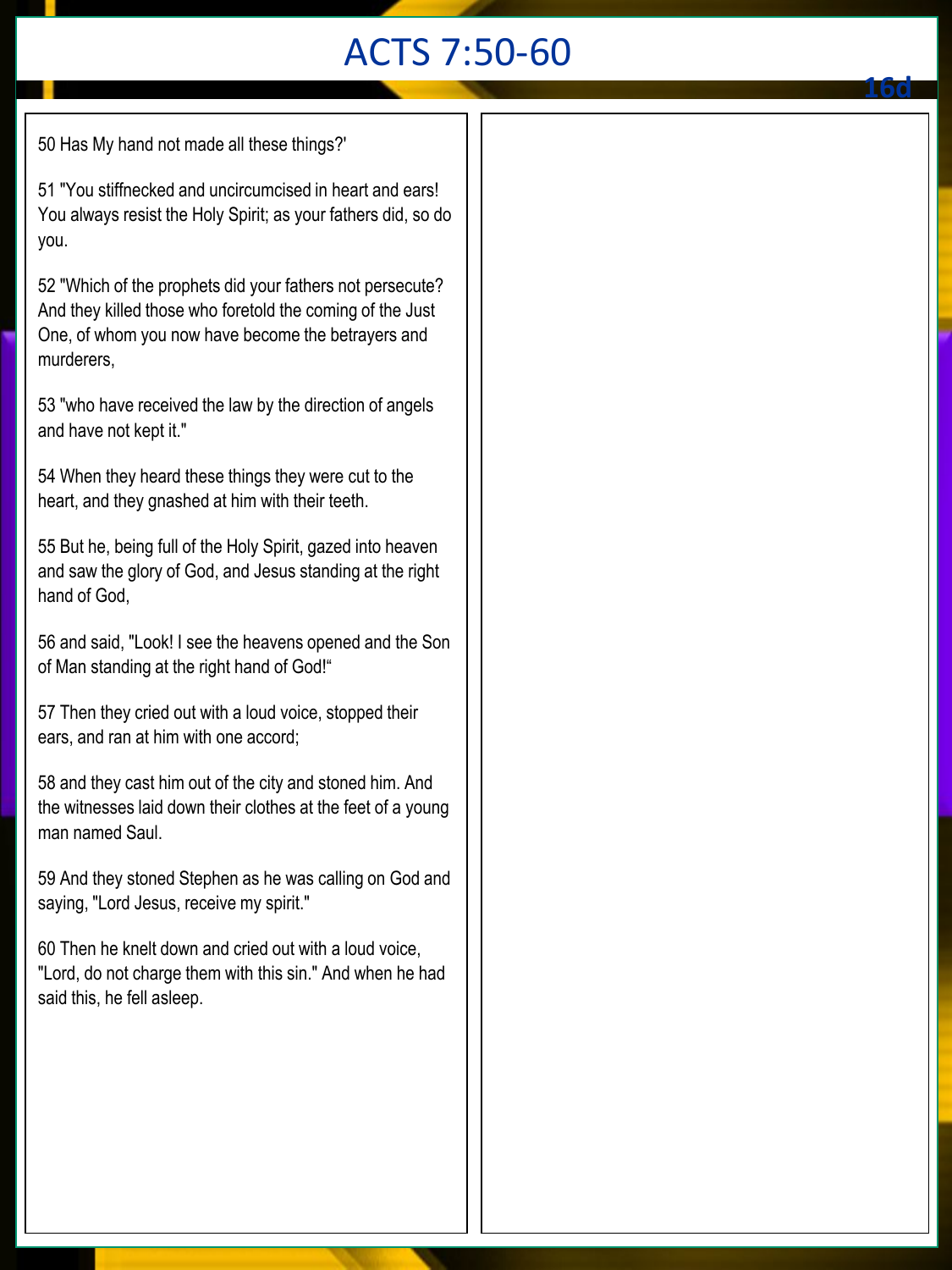# ACTS 7:50-60

16d

50 Has My hand not made all these things?'

51 "You stiffnecked and uncircumcised in heart and ears! You always resist the Holy Spirit; as your fathers did, so do you.

52 "Which of the prophets did your fathers not persecute? And they killed those who foretold the coming of the Just One, of whom you now have become the betrayers and murderers,

53 "who have received the law by the direction of angels and have not kept it."

54 When they heard these things they were cut to the heart, and they gnashed at him with their teeth.

55 But he, being full of the Holy Spirit, gazed into heaven and saw the glory of God, and Jesus standing at the right hand of God,

56 and said, "Look! I see the heavens opened and the Son of Man standing at the right hand of God!"

57 Then they cried out with a loud voice, stopped their ears, and ran at him with one accord;

58 and they cast him out of the city and stoned him. And the witnesses laid down their clothes at the feet of a young man named Saul.

59 And they stoned Stephen as he was calling on God and saying, "Lord Jesus, receive my spirit."

60 Then he knelt down and cried out with a loud voice, "Lord, do not charge them with this sin." And when he had said this, he fell asleep.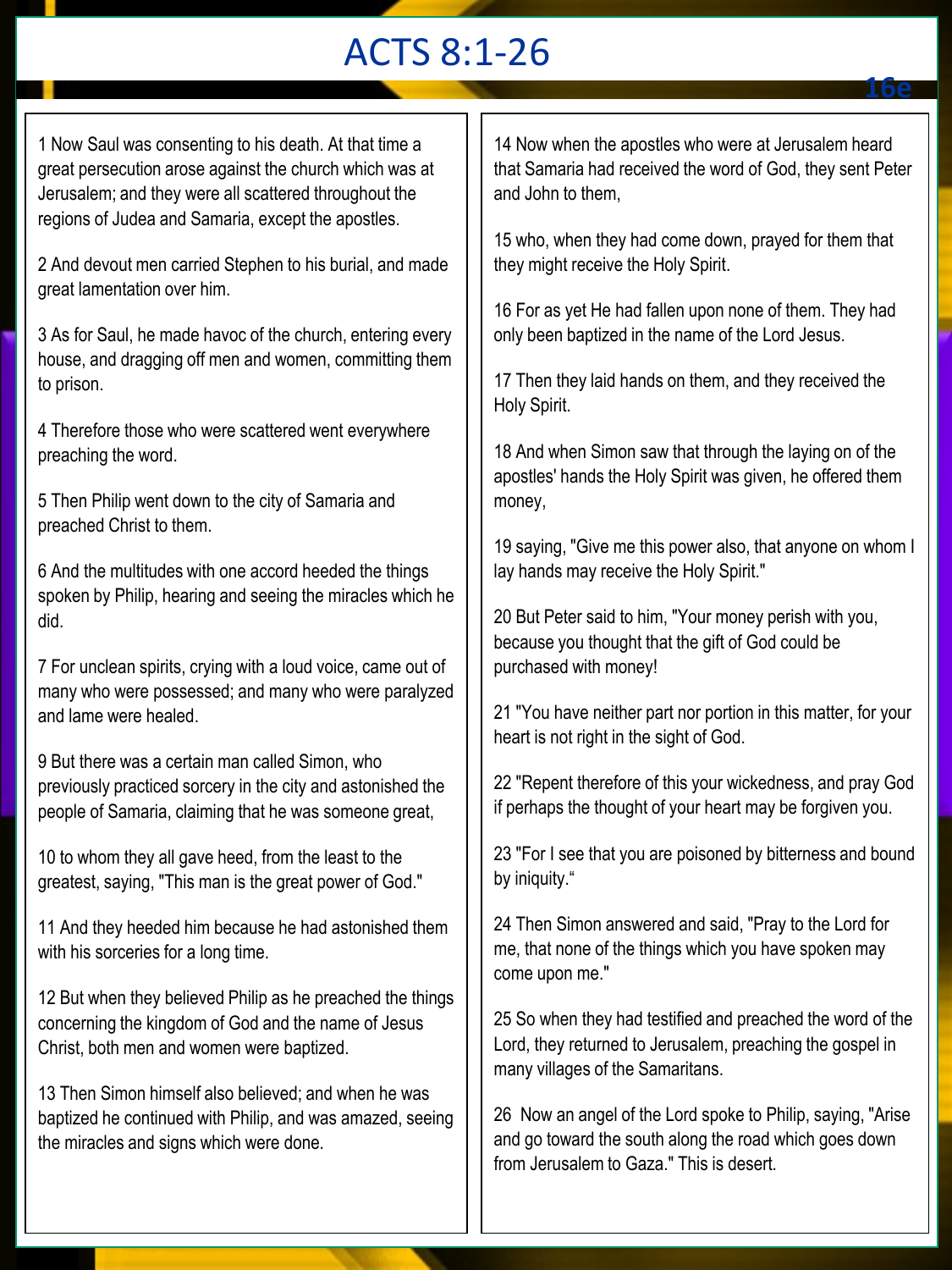# ACTS 8:1-26

16e

1 Now Saul was consenting to his death. At that time a great persecution arose against the church which was at Jerusalem; and they were all scattered throughout the regions of Judea and Samaria, except the apostles.

2 And devout men carried Stephen to his burial, and made great lamentation over him.

3 As for Saul, he made havoc of the church, entering every house, and dragging off men and women, committing them to prison.

4 Therefore those who were scattered went everywhere preaching the word.

5 Then Philip went down to the city of Samaria and preached Christ to them.

6 And the multitudes with one accord heeded the things spoken by Philip, hearing and seeing the miracles which he did.

7 For unclean spirits, crying with a loud voice, came out of many who were possessed; and many who were paralyzed and lame were healed.

9 But there was a certain man called Simon, who previously practiced sorcery in the city and astonished the people of Samaria, claiming that he was someone great,

10 to whom they all gave heed, from the least to the greatest, saying, "This man is the great power of God."

11 And they heeded him because he had astonished them with his sorceries for a long time.

12 But when they believed Philip as he preached the things concerning the kingdom of God and the name of Jesus Christ, both men and women were baptized.

13 Then Simon himself also believed; and when he was baptized he continued with Philip, and was amazed, seeing the miracles and signs which were done.

14 Now when the apostles who were at Jerusalem heard that Samaria had received the word of God, they sent Peter and John to them,

15 who, when they had come down, prayed for them that they might receive the Holy Spirit.

16 For as yet He had fallen upon none of them. They had only been baptized in the name of the Lord Jesus.

17 Then they laid hands on them, and they received the Holy Spirit.

18 And when Simon saw that through the laying on of the apostles' hands the Holy Spirit was given, he offered them money,

19 saying, "Give me this power also, that anyone on whom I lay hands may receive the Holy Spirit."

20 But Peter said to him, "Your money perish with you, because you thought that the gift of God could be purchased with money!

21 "You have neither part nor portion in this matter, for your heart is not right in the sight of God.

22 "Repent therefore of this your wickedness, and pray God if perhaps the thought of your heart may be forgiven you.

23 "For I see that you are poisoned by bitterness and bound by iniquity."

24 Then Simon answered and said, "Pray to the Lord for me, that none of the things which you have spoken may come upon me."

25 So when they had testified and preached the word of the Lord, they returned to Jerusalem, preaching the gospel in many villages of the Samaritans.

26 Now an angel of the Lord spoke to Philip, saying, "Arise and go toward the south along the road which goes down from Jerusalem to Gaza." This is desert.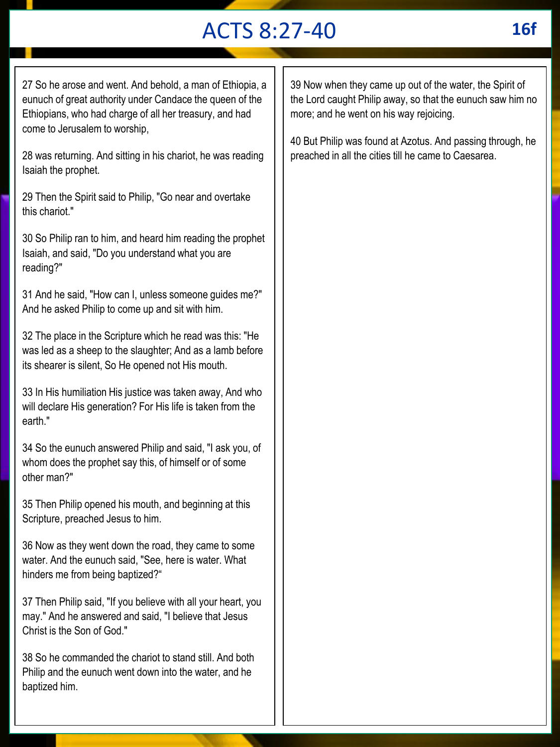# ACTS 8:27-40

16f

27 So he arose and went. And behold, a man of Ethiopia, a eunuch of great authority under Candace the queen of the Ethiopians, who had charge of all her treasury, and had come to Jerusalem to worship,

28 was returning. And sitting in his chariot, he was reading Isaiah the prophet.

29 Then the Spirit said to Philip, "Go near and overtake this chariot."

30 So Philip ran to him, and heard him reading the prophet Isaiah, and said, "Do you understand what you are reading?"

31 And he said, "How can I, unless someone guides me?" And he asked Philip to come up and sit with him.

32 The place in the Scripture which he read was this: "He was led as a sheep to the slaughter; And as a lamb before its shearer is silent, So He opened not His mouth.

33 In His humiliation His justice was taken away, And who will declare His generation? For His life is taken from the earth."

34 So the eunuch answered Philip and said, "I ask you, of whom does the prophet say this, of himself or of some other man?"

35 Then Philip opened his mouth, and beginning at this Scripture, preached Jesus to him.

36 Now as they went down the road, they came to some water. And the eunuch said, "See, here is water. What hinders me from being baptized?“

37 Then Philip said, "If you believe with all your heart, you may." And he answered and said, "I believe that Jesus Christ is the Son of God."

38 So he commanded the chariot to stand still. And both Philip and the eunuch went down into the water, and he baptized him.

39 Now when they came up out of the water, the Spirit of the Lord caught Philip away, so that the eunuch saw him no more; and he went on his way rejoicing.

40 But Philip was found at Azotus. And passing through, he preached in all the cities till he came to Caesarea.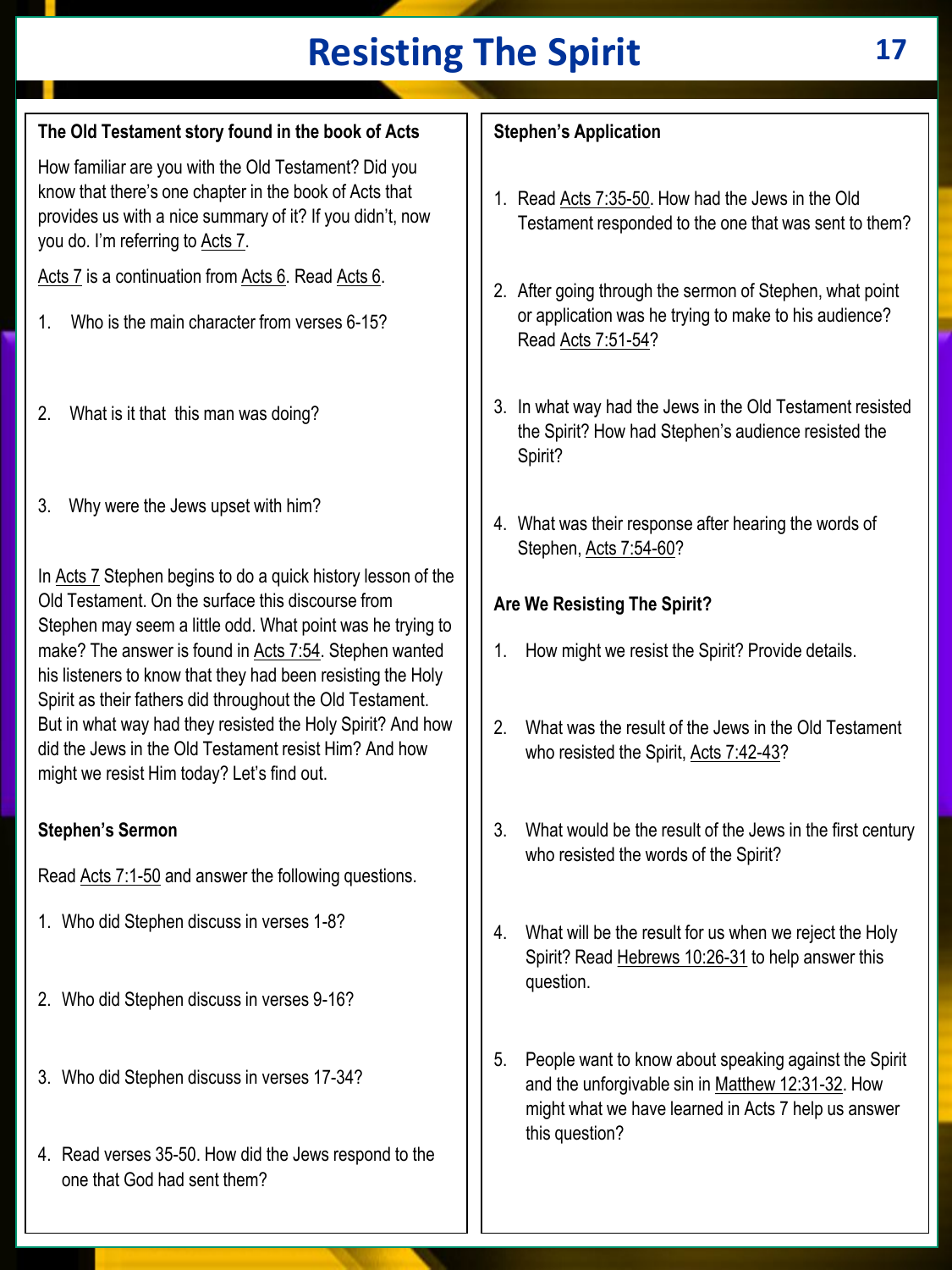# Resisting The Spirit

### The Old Testament story found in the book of Acts

How familiar are you with the Old Testament? Did you know that there's one chapter in the book of Acts that provides us with a nice summary of it? If you didn't, now you do. I'm referring to Acts 7.

Acts 7 is a continuation from Acts 6. Read Acts 6.

1. Who is the main character from verses 6-15?

2. What is it that this man was doing?

3. Why were the Jews upset with him?

In Acts 7 Stephen begins to do a quick history lesson of the Old Testament. On the surface this discourse from Stephen may seem a little odd. What point was he trying to make? The answer is found in Acts 7:54. Stephen wanted his listeners to know that they had been resisting the Holy Spirit as their fathers did throughout the Old Testament. But in what way had they resisted the Holy Spirit? And how did the Jews in the Old Testament resist Him? And how might we resist Him today? Let's find out.

### Stephen's Sermon

Read Acts 7:1-50 and answer the following questions.

1. Who did Stephen discuss in verses 1-8?

2. Who did Stephen discuss in verses 9-16?

3. Who did Stephen discuss in verses 17-34?

4. Read verses 35-50. How did the Jews respond to the one that God had sent them?

### Stephen's Application

1. Read Acts 7:35-50. How had the Jews in the Old Testament responded to the one that was sent to them?

2. After going through the sermon of Stephen, what point or application was he trying to make to his audience? Read Acts 7:51-54?

3. In what way had the Jews in the Old Testament resisted the Spirit? How had Stephen's audience resisted the Spirit?

4. What was their response after hearing the words of Stephen, Acts 7:54-60?

### Are We Resisting The Spirit?

1. How might we resist the Spirit? Provide details.

2. What was the result of the Jews in the Old Testament who resisted the Spirit, Acts 7:42-43?

3. What would be the result of the Jews in the first century who resisted the words of the Spirit?

4. What will be the result for us when we reject the Holy Spirit? Read Hebrews 10:26-31 to help answer this question.

5. People want to know about speaking against the Spirit and the unforgivable sin in Matthew 12:31-32. How might what we have learned in Acts 7 help us answer this question?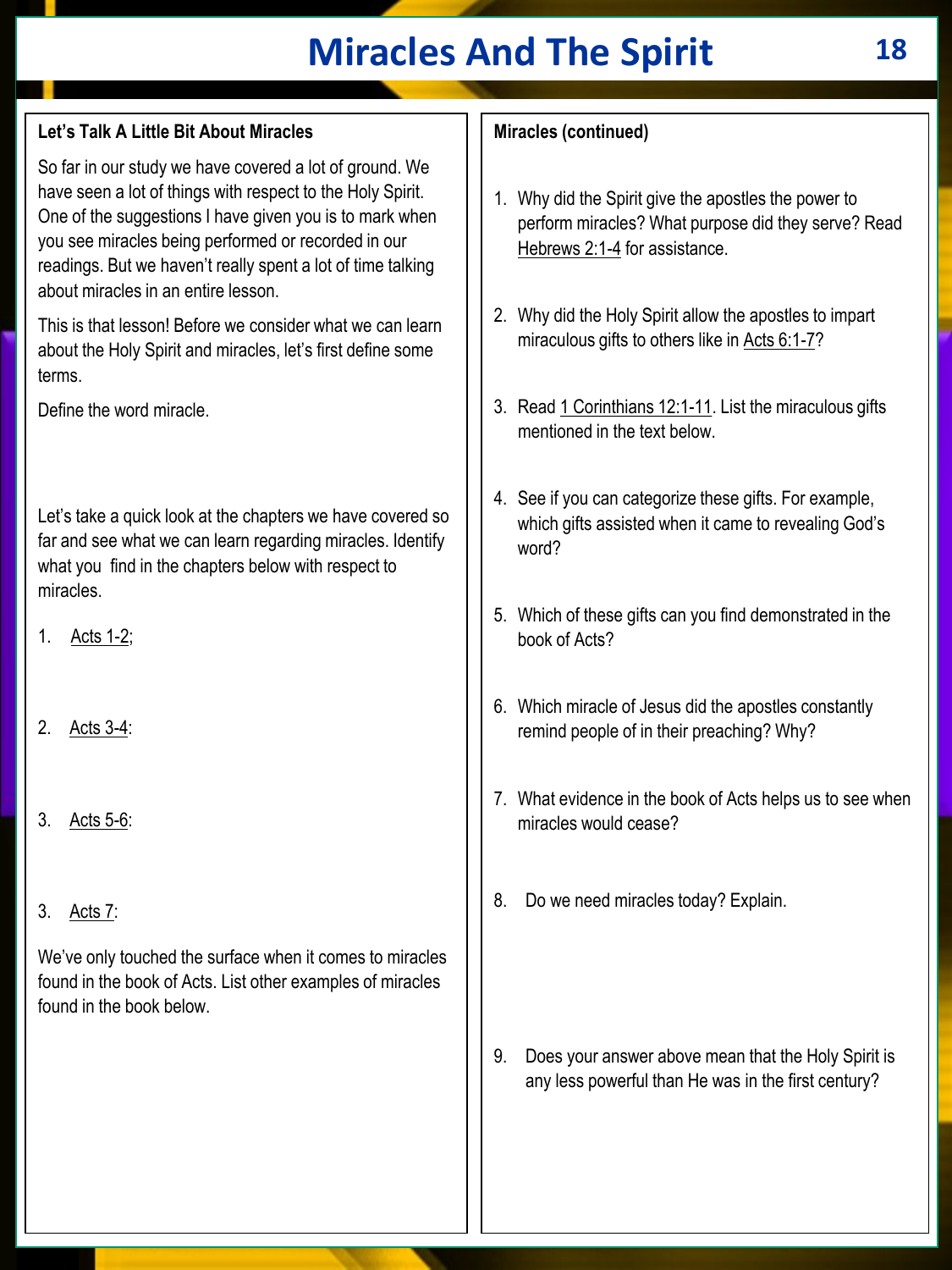# Miracles And The Spirit

## Let's Talk A Little Bit About Miracles

So far in our study we have covered a lot of ground. We have seen a lot of things with respect to the Holy Spirit. One of the suggestions I have given you is to mark when you see miracles being performed or recorded in our readings. But we haven't really spent a lot of time talking about miracles in an entire lesson.

This is that lesson! Before we consider what we can learn about the Holy Spirit and miracles, let's first define some terms.

Define the word miracle.

Let's take a quick look at the chapters we have covered so far and see what we can learn regarding miracles. Identify what you find in the chapters below with respect to miracles.

1. Acts 1-2;
2. Acts 3-4:
3. Acts 5-6:
3. Acts 7:

We've only touched the surface when it comes to miracles found in the book of Acts. List other examples of miracles found in the book below.

## Miracles (continued)

1. Why did the Spirit give the apostles the power to perform miracles? What purpose did they serve? Read Hebrews 2:1-4 for assistance.
2. Why did the Holy Spirit allow the apostles to impart miraculous gifts to others like in Acts 6:1-7?
3. Read 1 Corinthians 12:1-11. List the miraculous gifts mentioned in the text below.
4. See if you can categorize these gifts. For example, which gifts assisted when it came to revealing God's word?
5. Which of these gifts can you find demonstrated in the book of Acts?
6. Which miracle of Jesus did the apostles constantly remind people of in their preaching? Why?
7. What evidence in the book of Acts helps us to see when miracles would cease?
8. Do we need miracles today? Explain.
9. Does your answer above mean that the Holy Spirit is any less powerful than He was in the first century?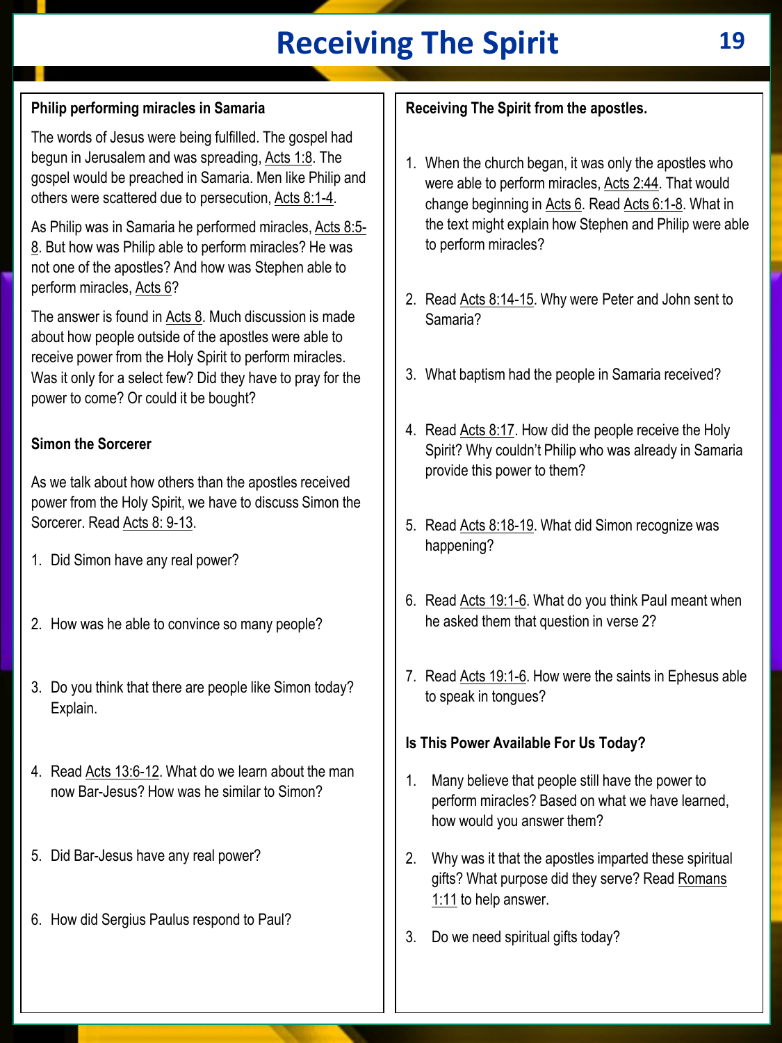# Receiving The Spirit

### Philip performing miracles in Samaria

The words of Jesus were being fulfilled. The gospel had begun in Jerusalem and was spreading, Acts 1:8. The gospel would be preached in Samaria. Men like Philip and others were scattered due to persecution, Acts 8:1-4.

As Philip was in Samaria he performed miracles, Acts 8:5-8. But how was Philip able to perform miracles? He was not one of the apostles? And how was Stephen able to perform miracles, Acts 6?

The answer is found in Acts 8. Much discussion is made about how people outside of the apostles were able to receive power from the Holy Spirit to perform miracles. Was it only for a select few? Did they have to pray for the power to come? Or could it be bought?

### Simon the Sorcerer

As we talk about how others than the apostles received power from the Holy Spirit, we have to discuss Simon the Sorcerer. Read Acts 8: 9-13.

1. Did Simon have any real power?
2. How was he able to convince so many people?
3. Do you think that there are people like Simon today? Explain.
4. Read Acts 13:6-12. What do we learn about the man now Bar-Jesus? How was he similar to Simon?
5. Did Bar-Jesus have any real power?
6. How did Sergius Paulus respond to Paul?

### Receiving The Spirit from the apostles.

1. When the church began, it was only the apostles who were able to perform miracles, Acts 2:44. That would change beginning in Acts 6. Read Acts 6:1-8. What in the text might explain how Stephen and Philip were able to perform miracles?
2. Read Acts 8:14-15. Why were Peter and John sent to Samaria?
3. What baptism had the people in Samaria received?
4. Read Acts 8:17. How did the people receive the Holy Spirit? Why couldn't Philip who was already in Samaria provide this power to them?
5. Read Acts 8:18-19. What did Simon recognize was happening?
6. Read Acts 19:1-6. What do you think Paul meant when he asked them that question in verse 2?
7. Read Acts 19:1-6. How were the saints in Ephesus able to speak in tongues?

### Is This Power Available For Us Today?

1. Many believe that people still have the power to perform miracles? Based on what we have learned, how would you answer them?
2. Why was it that the apostles imparted these spiritual gifts? What purpose did they serve? Read Romans 1:11 to help answer.
3. Do we need spiritual gifts today?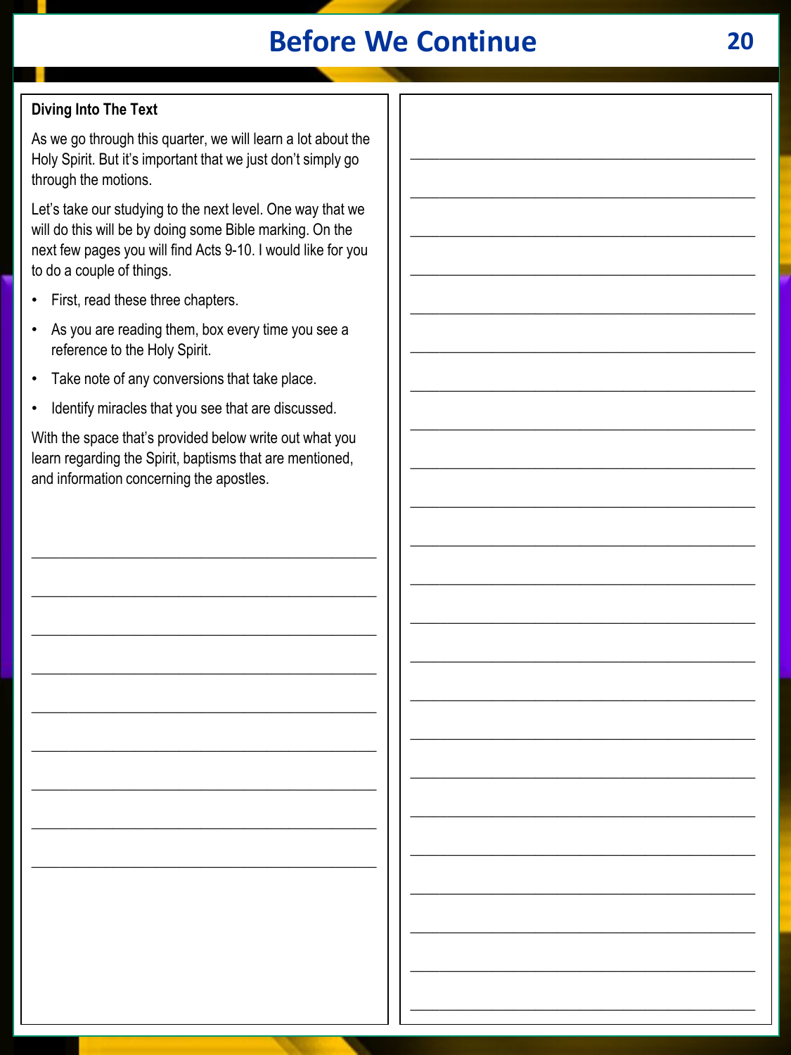# Before We Continue

**Diving Into The Text**

As we go through this quarter, we will learn a lot about the Holy Spirit. But it's important that we just don't simply go through the motions.

Let's take our studying to the next level. One way that we will do this will be by doing some Bible marking. On the next few pages you will find Acts 9-10. I would like for you to do a couple of things.

- First, read these three chapters.
- As you are reading them, box every time you see a reference to the Holy Spirit.
- Take note of any conversions that take place.
- Identify miracles that you see that are discussed.

With the space that's provided below write out what you learn regarding the Spirit, baptisms that are mentioned, and information concerning the apostles.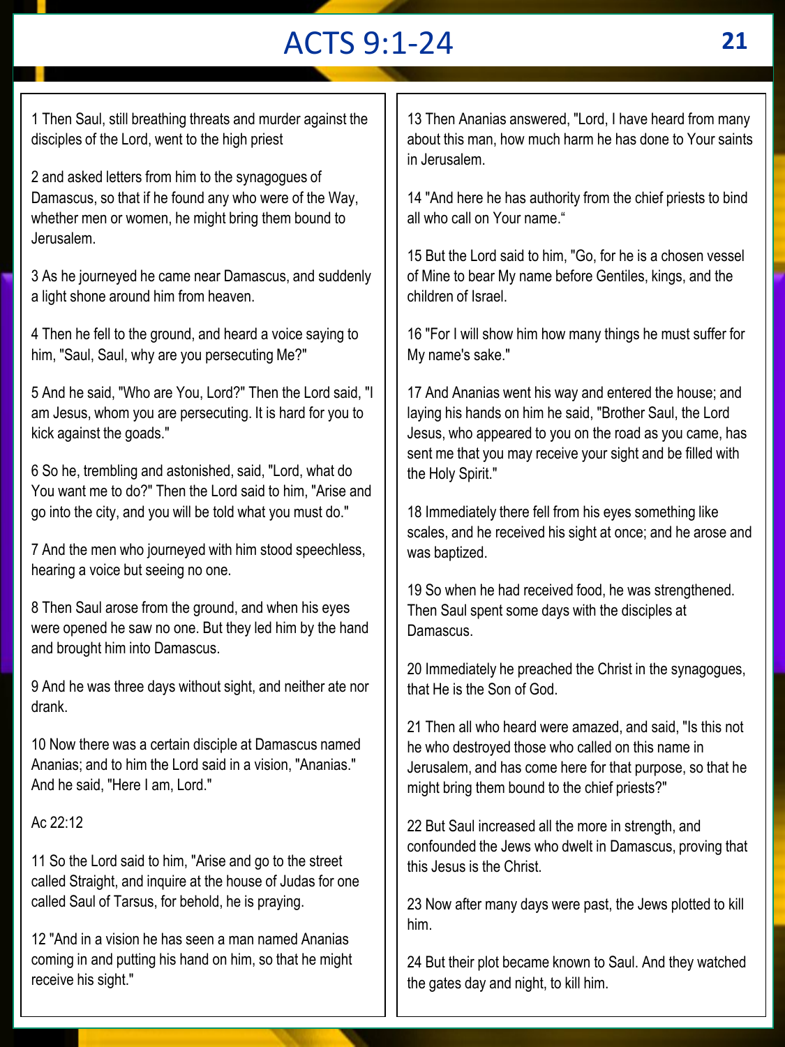# ACTS 9:1-24

1 Then Saul, still breathing threats and murder against the disciples of the Lord, went to the high priest

2 and asked letters from him to the synagogues of Damascus, so that if he found any who were of the Way, whether men or women, he might bring them bound to Jerusalem.

3 As he journeyed he came near Damascus, and suddenly a light shone around him from heaven.

4 Then he fell to the ground, and heard a voice saying to him, "Saul, Saul, why are you persecuting Me?"

5 And he said, "Who are You, Lord?" Then the Lord said, "I am Jesus, whom you are persecuting. It is hard for you to kick against the goads."

6 So he, trembling and astonished, said, "Lord, what do You want me to do?" Then the Lord said to him, "Arise and go into the city, and you will be told what you must do."

7 And the men who journeyed with him stood speechless, hearing a voice but seeing no one.

8 Then Saul arose from the ground, and when his eyes were opened he saw no one. But they led him by the hand and brought him into Damascus.

9 And he was three days without sight, and neither ate nor drank.

10 Now there was a certain disciple at Damascus named Ananias; and to him the Lord said in a vision, "Ananias." And he said, "Here I am, Lord."

Ac 22:12

11 So the Lord said to him, "Arise and go to the street called Straight, and inquire at the house of Judas for one called Saul of Tarsus, for behold, he is praying.

12 "And in a vision he has seen a man named Ananias coming in and putting his hand on him, so that he might receive his sight."

13 Then Ananias answered, "Lord, I have heard from many about this man, how much harm he has done to Your saints in Jerusalem.

14 "And here he has authority from the chief priests to bind all who call on Your name."

15 But the Lord said to him, "Go, for he is a chosen vessel of Mine to bear My name before Gentiles, kings, and the children of Israel.

16 "For I will show him how many things he must suffer for My name's sake."

17 And Ananias went his way and entered the house; and laying his hands on him he said, "Brother Saul, the Lord Jesus, who appeared to you on the road as you came, has sent me that you may receive your sight and be filled with the Holy Spirit."

18 Immediately there fell from his eyes something like scales, and he received his sight at once; and he arose and was baptized.

19 So when he had received food, he was strengthened. Then Saul spent some days with the disciples at Damascus.

20 Immediately he preached the Christ in the synagogues, that He is the Son of God.

21 Then all who heard were amazed, and said, "Is this not he who destroyed those who called on this name in Jerusalem, and has come here for that purpose, so that he might bring them bound to the chief priests?"

22 But Saul increased all the more in strength, and confounded the Jews who dwelt in Damascus, proving that this Jesus is the Christ.

23 Now after many days were past, the Jews plotted to kill him.

24 But their plot became known to Saul. And they watched the gates day and night, to kill him.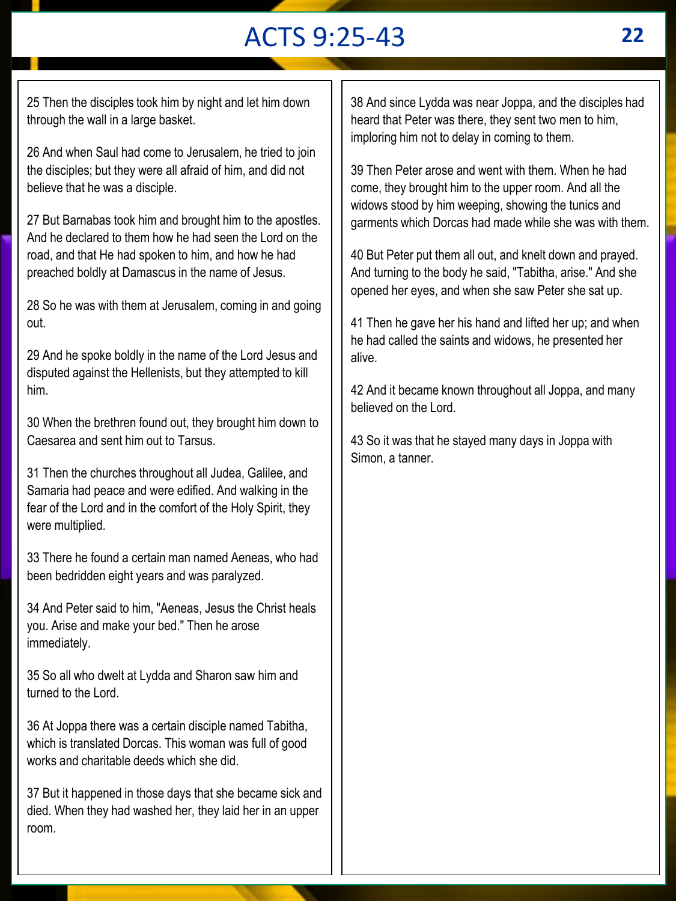# ACTS 9:25-43

25 Then the disciples took him by night and let him down through the wall in a large basket.

26 And when Saul had come to Jerusalem, he tried to join the disciples; but they were all afraid of him, and did not believe that he was a disciple.

27 But Barnabas took him and brought him to the apostles. And he declared to them how he had seen the Lord on the road, and that He had spoken to him, and how he had preached boldly at Damascus in the name of Jesus.

28 So he was with them at Jerusalem, coming in and going out.

29 And he spoke boldly in the name of the Lord Jesus and disputed against the Hellenists, but they attempted to kill him.

30 When the brethren found out, they brought him down to Caesarea and sent him out to Tarsus.

31 Then the churches throughout all Judea, Galilee, and Samaria had peace and were edified. And walking in the fear of the Lord and in the comfort of the Holy Spirit, they were multiplied.

33 There he found a certain man named Aeneas, who had been bedridden eight years and was paralyzed.

34 And Peter said to him, "Aeneas, Jesus the Christ heals you. Arise and make your bed." Then he arose immediately.

35 So all who dwelt at Lydda and Sharon saw him and turned to the Lord.

36 At Joppa there was a certain disciple named Tabitha, which is translated Dorcas. This woman was full of good works and charitable deeds which she did.

37 But it happened in those days that she became sick and died. When they had washed her, they laid her in an upper room.

38 And since Lydda was near Joppa, and the disciples had heard that Peter was there, they sent two men to him, imploring him not to delay in coming to them.

39 Then Peter arose and went with them. When he had come, they brought him to the upper room. And all the widows stood by him weeping, showing the tunics and garments which Dorcas had made while she was with them.

40 But Peter put them all out, and knelt down and prayed. And turning to the body he said, "Tabitha, arise." And she opened her eyes, and when she saw Peter she sat up.

41 Then he gave her his hand and lifted her up; and when he had called the saints and widows, he presented her alive.

42 And it became known throughout all Joppa, and many believed on the Lord.

43 So it was that he stayed many days in Joppa with Simon, a tanner.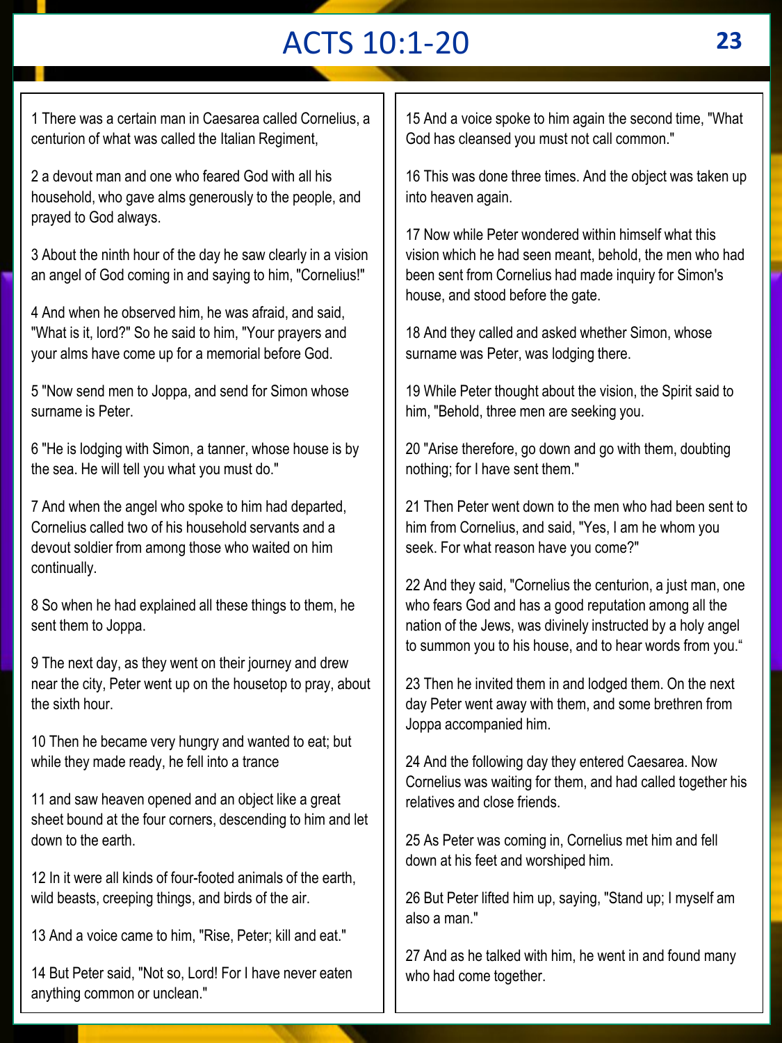# ACTS 10:1-20

1 There was a certain man in Caesarea called Cornelius, a centurion of what was called the Italian Regiment,

2 a devout man and one who feared God with all his household, who gave alms generously to the people, and prayed to God always.

3 About the ninth hour of the day he saw clearly in a vision an angel of God coming in and saying to him, "Cornelius!"

4 And when he observed him, he was afraid, and said, "What is it, lord?" So he said to him, "Your prayers and your alms have come up for a memorial before God.

5 "Now send men to Joppa, and send for Simon whose surname is Peter.

6 "He is lodging with Simon, a tanner, whose house is by the sea. He will tell you what you must do."

7 And when the angel who spoke to him had departed, Cornelius called two of his household servants and a devout soldier from among those who waited on him continually.

8 So when he had explained all these things to them, he sent them to Joppa.

9 The next day, as they went on their journey and drew near the city, Peter went up on the housetop to pray, about the sixth hour.

10 Then he became very hungry and wanted to eat; but while they made ready, he fell into a trance

11 and saw heaven opened and an object like a great sheet bound at the four corners, descending to him and let down to the earth.

12 In it were all kinds of four-footed animals of the earth, wild beasts, creeping things, and birds of the air.

13 And a voice came to him, "Rise, Peter; kill and eat."

14 But Peter said, "Not so, Lord! For I have never eaten anything common or unclean."

15 And a voice spoke to him again the second time, "What God has cleansed you must not call common."

16 This was done three times. And the object was taken up into heaven again.

17 Now while Peter wondered within himself what this vision which he had seen meant, behold, the men who had been sent from Cornelius had made inquiry for Simon's house, and stood before the gate.

18 And they called and asked whether Simon, whose surname was Peter, was lodging there.

19 While Peter thought about the vision, the Spirit said to him, "Behold, three men are seeking you.

20 "Arise therefore, go down and go with them, doubting nothing; for I have sent them."

21 Then Peter went down to the men who had been sent to him from Cornelius, and said, "Yes, I am he whom you seek. For what reason have you come?"

22 And they said, "Cornelius the centurion, a just man, one who fears God and has a good reputation among all the nation of the Jews, was divinely instructed by a holy angel to summon you to his house, and to hear words from you."

23 Then he invited them in and lodged them. On the next day Peter went away with them, and some brethren from Joppa accompanied him.

24 And the following day they entered Caesarea. Now Cornelius was waiting for them, and had called together his relatives and close friends.

25 As Peter was coming in, Cornelius met him and fell down at his feet and worshiped him.

26 But Peter lifted him up, saying, "Stand up; I myself am also a man."

27 And as he talked with him, he went in and found many who had come together.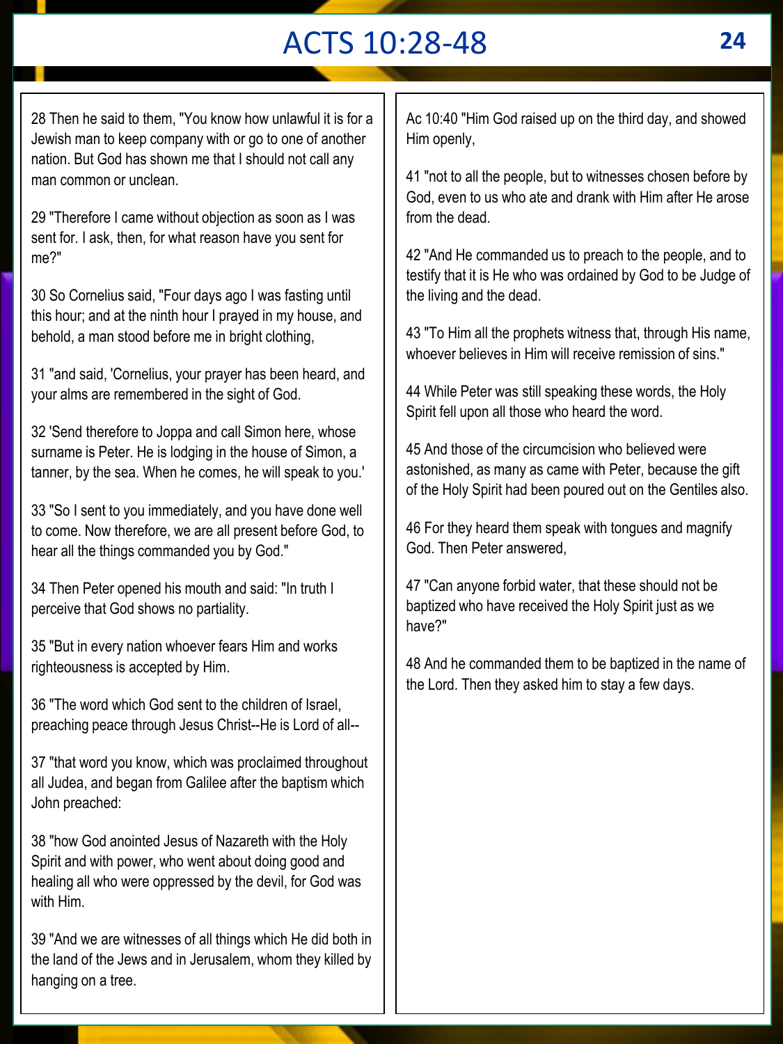# ACTS 10:28-48

28 Then he said to them, "You know how unlawful it is for a Jewish man to keep company with or go to one of another nation. But God has shown me that I should not call any man common or unclean.

29 "Therefore I came without objection as soon as I was sent for. I ask, then, for what reason have you sent for me?"

30 So Cornelius said, "Four days ago I was fasting until this hour; and at the ninth hour I prayed in my house, and behold, a man stood before me in bright clothing,

31 "and said, 'Cornelius, your prayer has been heard, and your alms are remembered in the sight of God.

32 'Send therefore to Joppa and call Simon here, whose surname is Peter. He is lodging in the house of Simon, a tanner, by the sea. When he comes, he will speak to you.'

33 "So I sent to you immediately, and you have done well to come. Now therefore, we are all present before God, to hear all the things commanded you by God."

34 Then Peter opened his mouth and said: "In truth I perceive that God shows no partiality.

35 "But in every nation whoever fears Him and works righteousness is accepted by Him.

36 "The word which God sent to the children of Israel, preaching peace through Jesus Christ--He is Lord of all--

37 "that word you know, which was proclaimed throughout all Judea, and began from Galilee after the baptism which John preached:

38 "how God anointed Jesus of Nazareth with the Holy Spirit and with power, who went about doing good and healing all who were oppressed by the devil, for God was with Him.

39 "And we are witnesses of all things which He did both in the land of the Jews and in Jerusalem, whom they killed by hanging on a tree.

Ac 10:40 "Him God raised up on the third day, and showed Him openly,

41 "not to all the people, but to witnesses chosen before by God, even to us who ate and drank with Him after He arose from the dead.

42 "And He commanded us to preach to the people, and to testify that it is He who was ordained by God to be Judge of the living and the dead.

43 "To Him all the prophets witness that, through His name, whoever believes in Him will receive remission of sins."

44 While Peter was still speaking these words, the Holy Spirit fell upon all those who heard the word.

45 And those of the circumcision who believed were astonished, as many as came with Peter, because the gift of the Holy Spirit had been poured out on the Gentiles also.

46 For they heard them speak with tongues and magnify God. Then Peter answered,

47 "Can anyone forbid water, that these should not be baptized who have received the Holy Spirit just as we have?"

48 And he commanded them to be baptized in the name of the Lord. Then they asked him to stay a few days.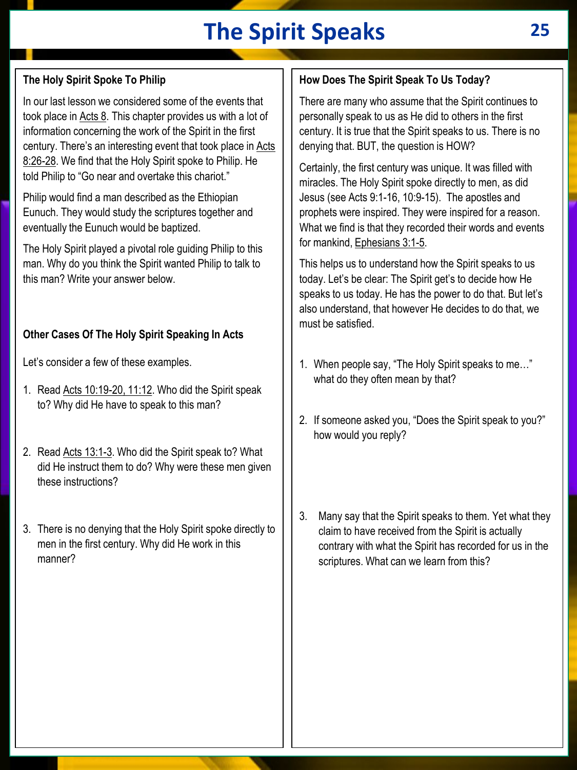# The Spirit Speaks

## The Holy Spirit Spoke To Philip

In our last lesson we considered some of the events that took place in Acts 8. This chapter provides us with a lot of information concerning the work of the Spirit in the first century. There's an interesting event that took place in Acts 8:26-28. We find that the Holy Spirit spoke to Philip. He told Philip to "Go near and overtake this chariot."

Philip would find a man described as the Ethiopian Eunuch. They would study the scriptures together and eventually the Eunuch would be baptized.

The Holy Spirit played a pivotal role guiding Philip to this man. Why do you think the Spirit wanted Philip to talk to this man? Write your answer below.

## Other Cases Of The Holy Spirit Speaking In Acts

Let's consider a few of these examples.

1. Read Acts 10:19-20, 11:12. Who did the Spirit speak to? Why did He have to speak to this man?
2. Read Acts 13:1-3. Who did the Spirit speak to? What did He instruct them to do? Why were these men given these instructions?
3. There is no denying that the Holy Spirit spoke directly to men in the first century. Why did He work in this manner?

## How Does The Spirit Speak To Us Today?

There are many who assume that the Spirit continues to personally speak to us as He did to others in the first century. It is true that the Spirit speaks to us. There is no denying that. BUT, the question is HOW?

Certainly, the first century was unique. It was filled with miracles. The Holy Spirit spoke directly to men, as did Jesus (see Acts 9:1-16, 10:9-15). The apostles and prophets were inspired. They were inspired for a reason. What we find is that they recorded their words and events for mankind, Ephesians 3:1-5.

This helps us to understand how the Spirit speaks to us today. Let's be clear: The Spirit get's to decide how He speaks to us today. He has the power to do that. But let's also understand, that however He decides to do that, we must be satisfied.

1. When people say, "The Holy Spirit speaks to me…" what do they often mean by that?
2. If someone asked you, "Does the Spirit speak to you?" how would you reply?
3. Many say that the Spirit speaks to them. Yet what they claim to have received from the Spirit is actually contrary with what the Spirit has recorded for us in the scriptures. What can we learn from this?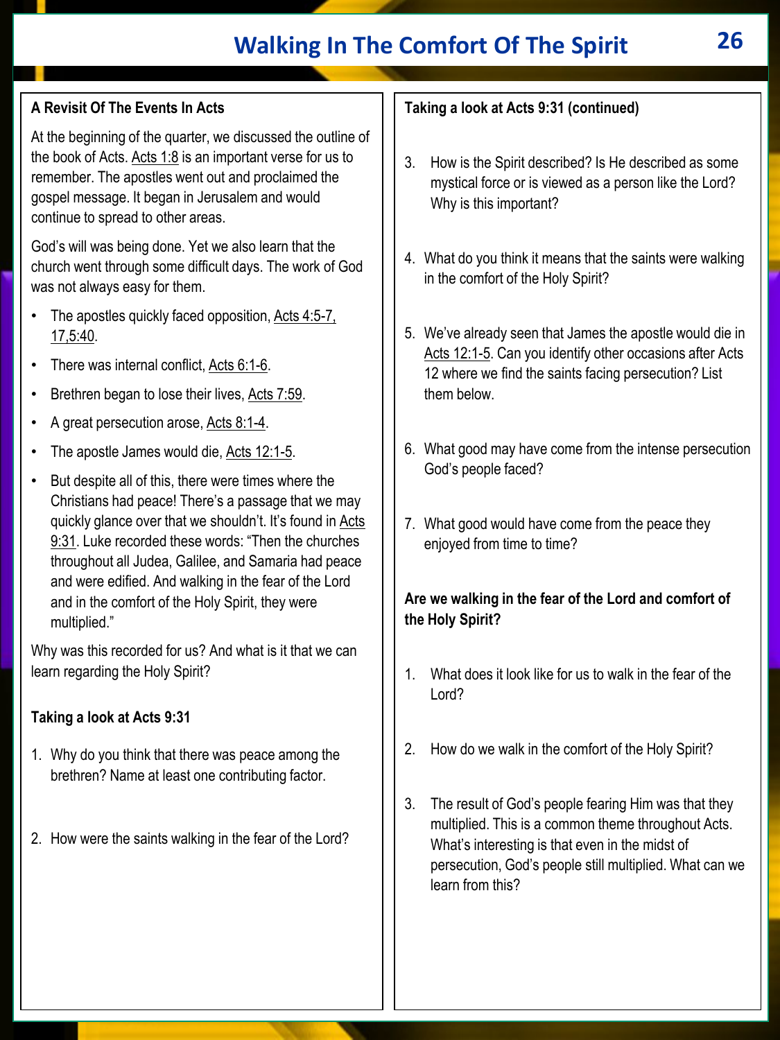# Walking In The Comfort Of The Spirit

**A Revisit Of The Events In Acts**

At the beginning of the quarter, we discussed the outline of the book of Acts. Acts 1:8 is an important verse for us to remember. The apostles went out and proclaimed the gospel message. It began in Jerusalem and would continue to spread to other areas.

God's will was being done. Yet we also learn that the church went through some difficult days. The work of God was not always easy for them.

- The apostles quickly faced opposition, Acts 4:5-7, 17,5:40.
- There was internal conflict, Acts 6:1-6.
- Brethren began to lose their lives, Acts 7:59.
- A great persecution arose, Acts 8:1-4.
- The apostle James would die, Acts 12:1-5.
- But despite all of this, there were times where the Christians had peace! There's a passage that we may quickly glance over that we shouldn't. It's found in Acts 9:31. Luke recorded these words: "Then the churches throughout all Judea, Galilee, and Samaria had peace and were edified. And walking in the fear of the Lord and in the comfort of the Holy Spirit, they were multiplied."

Why was this recorded for us? And what is it that we can learn regarding the Holy Spirit?

**Taking a look at Acts 9:31**

1. Why do you think that there was peace among the brethren? Name at least one contributing factor.

2. How were the saints walking in the fear of the Lord?

**Taking a look at Acts 9:31 (continued)**

3. How is the Spirit described? Is He described as some mystical force or is viewed as a person like the Lord? Why is this important?

4. What do you think it means that the saints were walking in the comfort of the Holy Spirit?

5. We've already seen that James the apostle would die in Acts 12:1-5. Can you identify other occasions after Acts 12 where we find the saints facing persecution? List them below.

6. What good may have come from the intense persecution God's people faced?

7. What good would have come from the peace they enjoyed from time to time?

**Are we walking in the fear of the Lord and comfort of the Holy Spirit?**

1. What does it look like for us to walk in the fear of the Lord?

2. How do we walk in the comfort of the Holy Spirit?

3. The result of God's people fearing Him was that they multiplied. This is a common theme throughout Acts. What's interesting is that even in the midst of persecution, God's people still multiplied. What can we learn from this?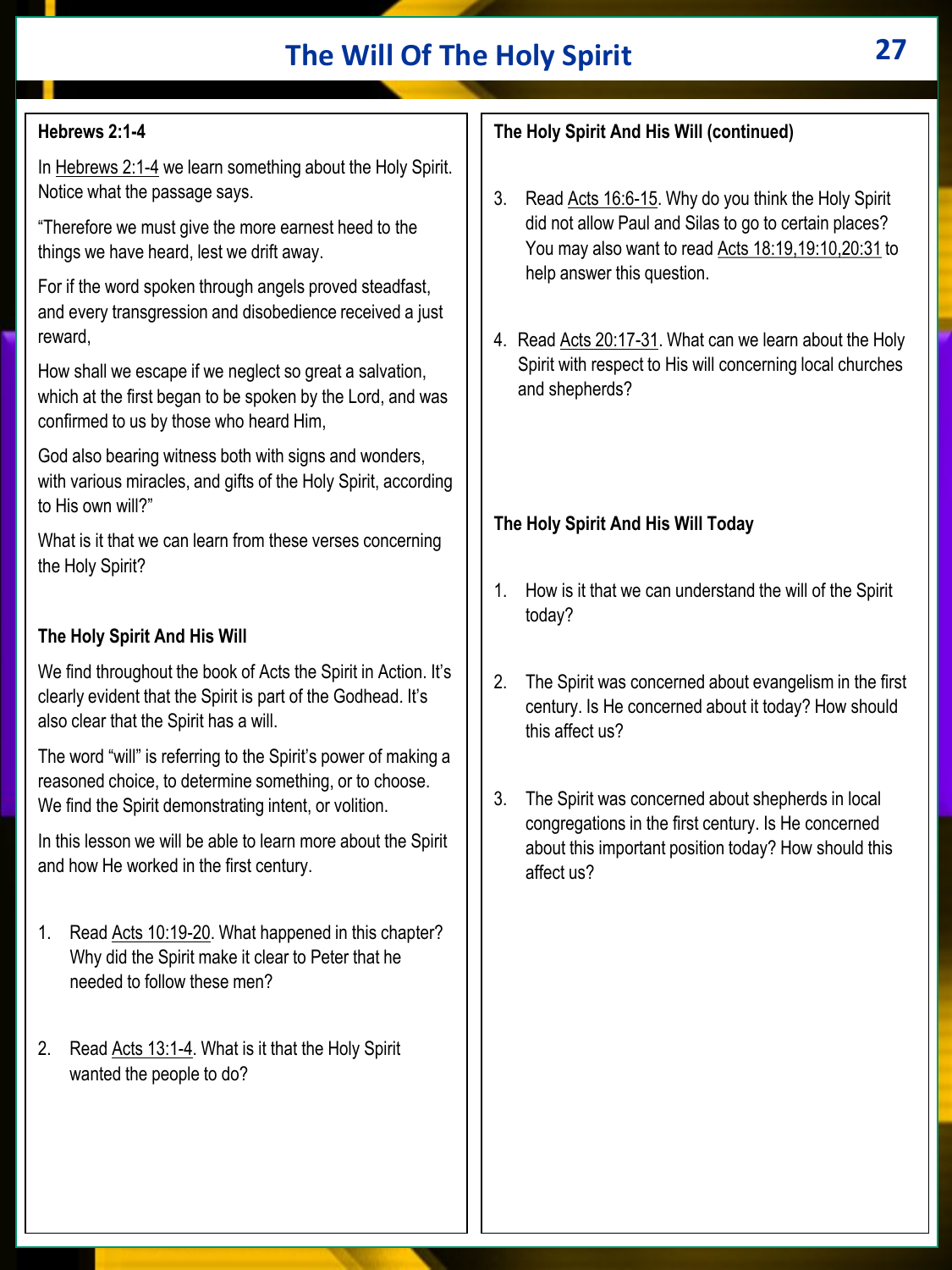# The Will Of The Holy Spirit

### Hebrews 2:1-4

In Hebrews 2:1-4 we learn something about the Holy Spirit. Notice what the passage says.

"Therefore we must give the more earnest heed to the things we have heard, lest we drift away.

For if the word spoken through angels proved steadfast, and every transgression and disobedience received a just reward,

How shall we escape if we neglect so great a salvation, which at the first began to be spoken by the Lord, and was confirmed to us by those who heard Him,

God also bearing witness both with signs and wonders, with various miracles, and gifts of the Holy Spirit, according to His own will?"

What is it that we can learn from these verses concerning the Holy Spirit?

### The Holy Spirit And His Will

We find throughout the book of Acts the Spirit in Action. It's clearly evident that the Spirit is part of the Godhead. It's also clear that the Spirit has a will.

The word "will" is referring to the Spirit's power of making a reasoned choice, to determine something, or to choose. We find the Spirit demonstrating intent, or volition.

In this lesson we will be able to learn more about the Spirit and how He worked in the first century.

1. Read Acts 10:19-20. What happened in this chapter? Why did the Spirit make it clear to Peter that he needed to follow these men?

2. Read Acts 13:1-4. What is it that the Holy Spirit wanted the people to do?

### The Holy Spirit And His Will (continued)

3. Read Acts 16:6-15. Why do you think the Holy Spirit did not allow Paul and Silas to go to certain places? You may also want to read Acts 18:19,19:10,20:31 to help answer this question.

4. Read Acts 20:17-31. What can we learn about the Holy Spirit with respect to His will concerning local churches and shepherds?

### The Holy Spirit And His Will Today

1. How is it that we can understand the will of the Spirit today?

2. The Spirit was concerned about evangelism in the first century. Is He concerned about it today? How should this affect us?

3. The Spirit was concerned about shepherds in local congregations in the first century. Is He concerned about this important position today? How should this affect us?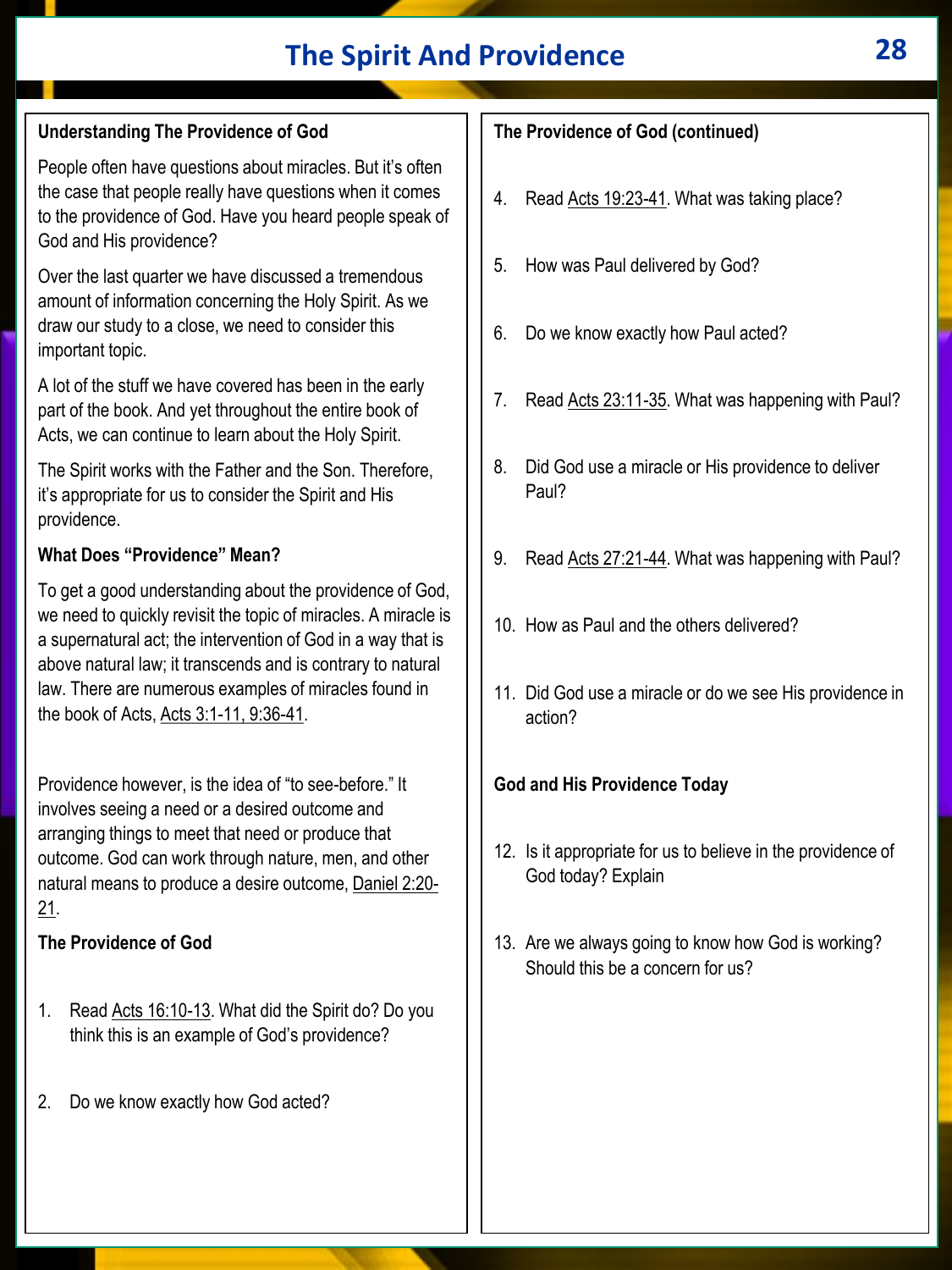# The Spirit And Providence

**Understanding The Providence of God**

People often have questions about miracles. But it's often the case that people really have questions when it comes to the providence of God. Have you heard people speak of God and His providence?

Over the last quarter we have discussed a tremendous amount of information concerning the Holy Spirit. As we draw our study to a close, we need to consider this important topic.

A lot of the stuff we have covered has been in the early part of the book. And yet throughout the entire book of Acts, we can continue to learn about the Holy Spirit.

The Spirit works with the Father and the Son. Therefore, it's appropriate for us to consider the Spirit and His providence.

**What Does "Providence" Mean?**

To get a good understanding about the providence of God, we need to quickly revisit the topic of miracles. A miracle is a supernatural act; the intervention of God in a way that is above natural law; it transcends and is contrary to natural law. There are numerous examples of miracles found in the book of Acts, Acts 3:1-11, 9:36-41.

Providence however, is the idea of "to see-before." It involves seeing a need or a desired outcome and arranging things to meet that need or produce that outcome. God can work through nature, men, and other natural means to produce a desire outcome, Daniel 2:20-21.

**The Providence of God**

1. Read Acts 16:10-13. What did the Spirit do? Do you think this is an example of God's providence?

2. Do we know exactly how God acted?

**The Providence of God (continued)**

4. Read Acts 19:23-41. What was taking place?

5. How was Paul delivered by God?

6. Do we know exactly how Paul acted?

7. Read Acts 23:11-35. What was happening with Paul?

8. Did God use a miracle or His providence to deliver Paul?

9. Read Acts 27:21-44. What was happening with Paul?

10. How as Paul and the others delivered?

11. Did God use a miracle or do we see His providence in action?

**God and His Providence Today**

12. Is it appropriate for us to believe in the providence of God today? Explain

13. Are we always going to know how God is working? Should this be a concern for us?